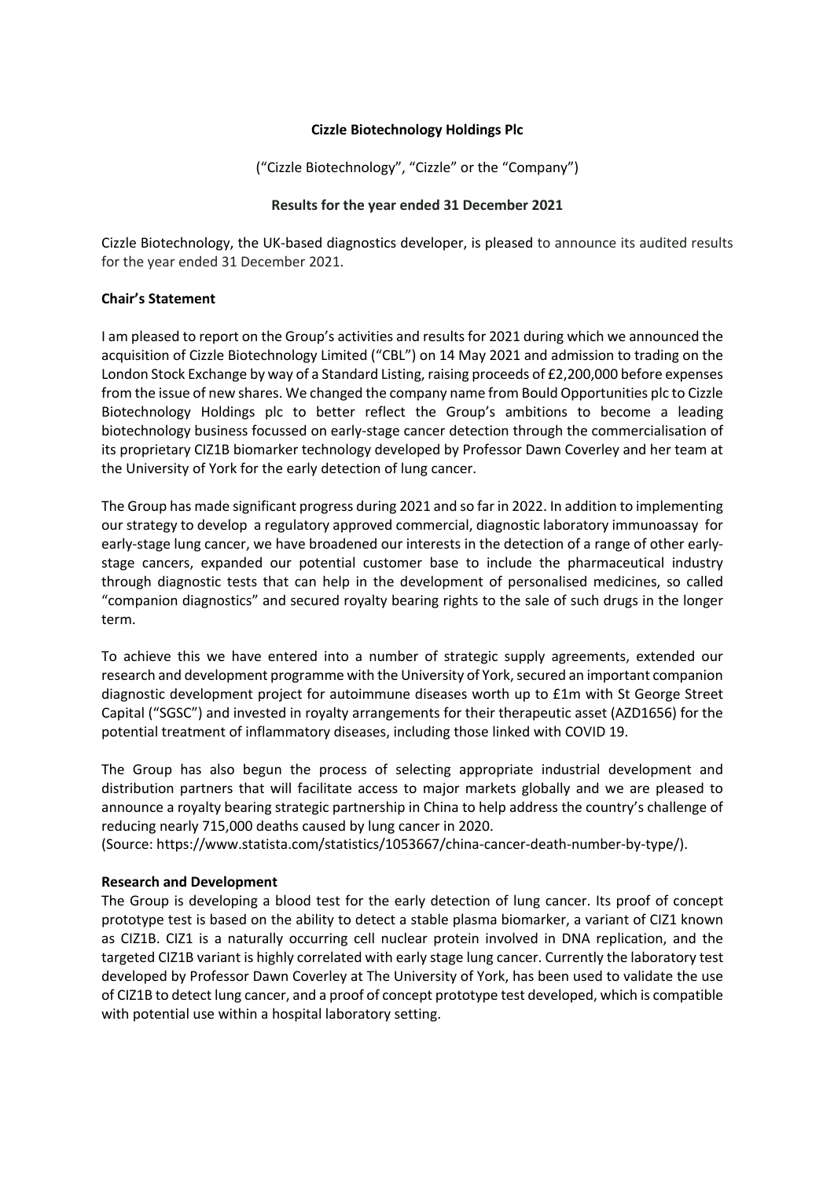**Cizzle Biotechnology Holdings Plc**

("Cizzle Biotechnology", "Cizzle" or the "Company")

**Results for the year ended 31 December 2021**

Cizzle Biotechnology, the UK-based diagnostics developer, is pleased to announce its audited results for the year ended 31 December 2021.

**Chair's Statement**

I am pleased to report on the Group's activities and results for 2021 during which we announced the acquisition of Cizzle Biotechnology Limited ("CBL") on 14 May 2021 and admission to trading on the London Stock Exchange by way of a Standard Listing, raising proceeds of £2,200,000 before expenses from the issue of new shares. We changed the company name from Bould Opportunities plc to Cizzle Biotechnology Holdings plc to better reflect the Group's ambitions to become a leading biotechnology business focussed on early-stage cancer detection through the commercialisation of its proprietary CIZ1B biomarker technology developed by Professor Dawn Coverley and her team at the University of York for the early detection of lung cancer.

The Group has made significant progress during 2021 and so far in 2022. In addition to implementing our strategy to develop a regulatory approved commercial, diagnostic laboratory immunoassay for early-stage lung cancer, we have broadened our interests in the detection of a range of other early-stage cancers, expanded our potential customer base to include the pharmaceutical industry through diagnostic tests that can help in the development of personalised medicines, so called "companion diagnostics" and secured royalty bearing rights to the sale of such drugs in the longer term.

To achieve this we have entered into a number of strategic supply agreements, extended our research and development programme with the University of York, secured an important companion diagnostic development project for autoimmune diseases worth up to £1m with St George Street Capital ("SGSC") and invested in royalty arrangements for their therapeutic asset (AZD1656) for the potential treatment of inflammatory diseases, including those linked with COVID 19.

The Group has also begun the process of selecting appropriate industrial development and distribution partners that will facilitate access to major markets globally and we are pleased to announce a royalty bearing strategic partnership in China to help address the country's challenge of reducing nearly 715,000 deaths caused by lung cancer in 2020.
(Source: https://www.statista.com/statistics/1053667/china-cancer-death-number-by-type/).

**Research and Development**

The Group is developing a blood test for the early detection of lung cancer. Its proof of concept prototype test is based on the ability to detect a stable plasma biomarker, a variant of CIZ1 known as CIZ1B. CIZ1 is a naturally occurring cell nuclear protein involved in DNA replication, and the targeted CIZ1B variant is highly correlated with early stage lung cancer. Currently the laboratory test developed by Professor Dawn Coverley at The University of York, has been used to validate the use of CIZ1B to detect lung cancer, and a proof of concept prototype test developed, which is compatible with potential use within a hospital laboratory setting.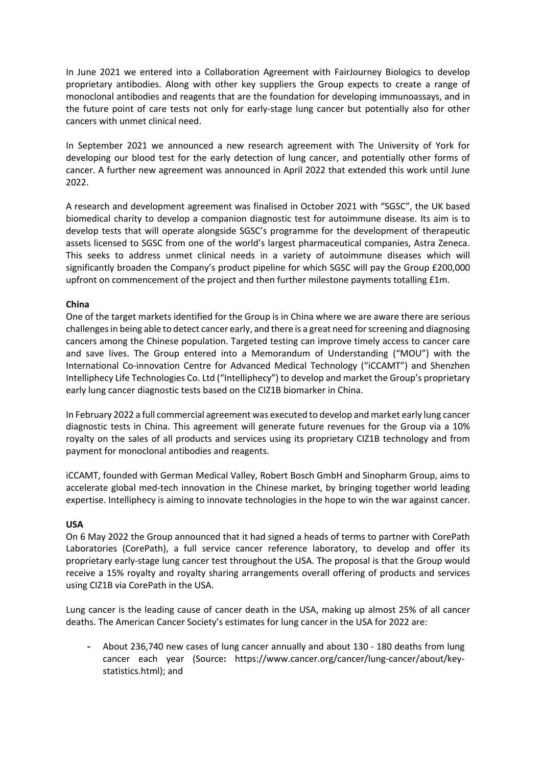In June 2021 we entered into a Collaboration Agreement with FairJourney Biologics to develop proprietary antibodies. Along with other key suppliers the Group expects to create a range of monoclonal antibodies and reagents that are the foundation for developing immunoassays, and in the future point of care tests not only for early-stage lung cancer but potentially also for other cancers with unmet clinical need.

In September 2021 we announced a new research agreement with The University of York for developing our blood test for the early detection of lung cancer, and potentially other forms of cancer. A further new agreement was announced in April 2022 that extended this work until June 2022.

A research and development agreement was finalised in October 2021 with "SGSC", the UK based biomedical charity to develop a companion diagnostic test for autoimmune disease. Its aim is to develop tests that will operate alongside SGSC's programme for the development of therapeutic assets licensed to SGSC from one of the world's largest pharmaceutical companies, Astra Zeneca. This seeks to address unmet clinical needs in a variety of autoimmune diseases which will significantly broaden the Company's product pipeline for which SGSC will pay the Group £200,000 upfront on commencement of the project and then further milestone payments totalling £1m.

**China**

One of the target markets identified for the Group is in China where we are aware there are serious challenges in being able to detect cancer early, and there is a great need for screening and diagnosing cancers among the Chinese population. Targeted testing can improve timely access to cancer care and save lives. The Group entered into a Memorandum of Understanding ("MOU") with the International Co-innovation Centre for Advanced Medical Technology ("iCCAMT") and Shenzhen Intelliphecy Life Technologies Co. Ltd ("Intelliphecy") to develop and market the Group's proprietary early lung cancer diagnostic tests based on the CIZ1B biomarker in China.

In February 2022 a full commercial agreement was executed to develop and market early lung cancer diagnostic tests in China. This agreement will generate future revenues for the Group via a 10% royalty on the sales of all products and services using its proprietary CIZ1B technology and from payment for monoclonal antibodies and reagents.

iCCAMT, founded with German Medical Valley, Robert Bosch GmbH and Sinopharm Group, aims to accelerate global med-tech innovation in the Chinese market, by bringing together world leading expertise. Intelliphecy is aiming to innovate technologies in the hope to win the war against cancer.

**USA**

On 6 May 2022 the Group announced that it had signed a heads of terms to partner with CorePath Laboratories (CorePath), a full service cancer reference laboratory, to develop and offer its proprietary early-stage lung cancer test throughout the USA. The proposal is that the Group would receive a 15% royalty and royalty sharing arrangements overall offering of products and services using CIZ1B via CorePath in the USA.

Lung cancer is the leading cause of cancer death in the USA, making up almost 25% of all cancer deaths. The American Cancer Society's estimates for lung cancer in the USA for 2022 are:

- About 236,740 new cases of lung cancer annually and about 130 - 180 deaths from lung cancer each year (Source**:** https://www.cancer.org/cancer/lung-cancer/about/key-statistics.html); and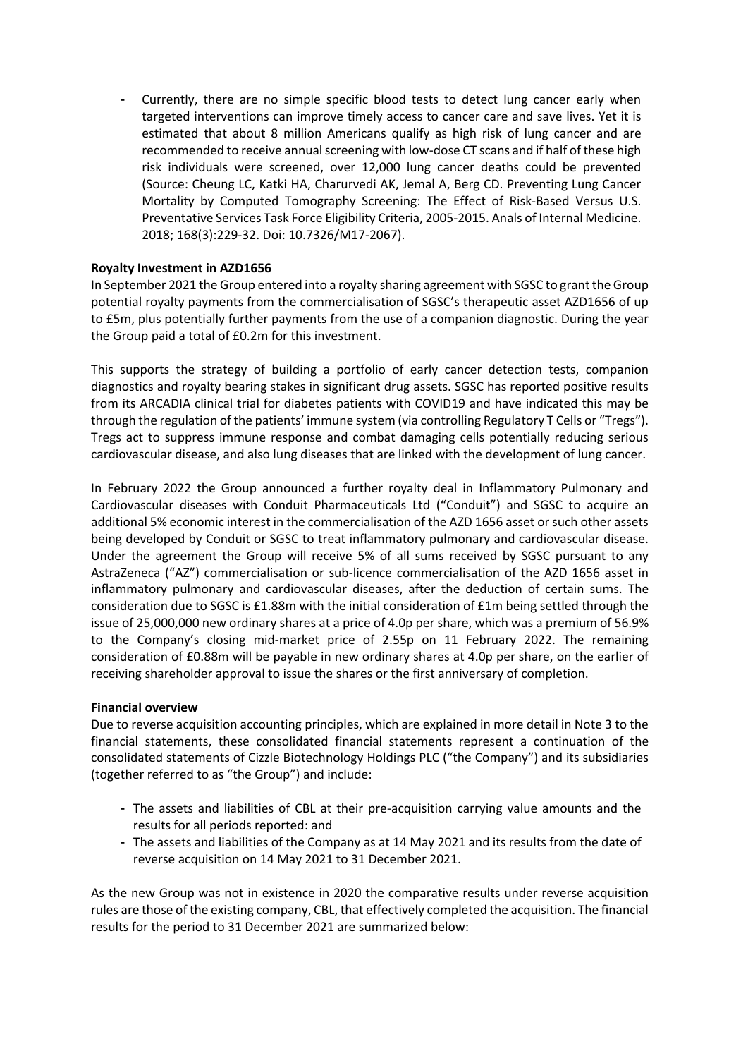- Currently, there are no simple specific blood tests to detect lung cancer early when targeted interventions can improve timely access to cancer care and save lives. Yet it is estimated that about 8 million Americans qualify as high risk of lung cancer and are recommended to receive annual screening with low-dose CT scans and if half of these high risk individuals were screened, over 12,000 lung cancer deaths could be prevented (Source: Cheung LC, Katki HA, Charurvedi AK, Jemal A, Berg CD. Preventing Lung Cancer Mortality by Computed Tomography Screening: The Effect of Risk-Based Versus U.S. Preventative Services Task Force Eligibility Criteria, 2005-2015. Anals of Internal Medicine. 2018; 168(3):229-32. Doi: 10.7326/M17-2067).

**Royalty Investment in AZD1656**

In September 2021 the Group entered into a royalty sharing agreement with SGSC to grant the Group potential royalty payments from the commercialisation of SGSC's therapeutic asset AZD1656 of up to £5m, plus potentially further payments from the use of a companion diagnostic. During the year the Group paid a total of £0.2m for this investment.

This supports the strategy of building a portfolio of early cancer detection tests, companion diagnostics and royalty bearing stakes in significant drug assets. SGSC has reported positive results from its ARCADIA clinical trial for diabetes patients with COVID19 and have indicated this may be through the regulation of the patients' immune system (via controlling Regulatory T Cells or "Tregs"). Tregs act to suppress immune response and combat damaging cells potentially reducing serious cardiovascular disease, and also lung diseases that are linked with the development of lung cancer.

In February 2022 the Group announced a further royalty deal in Inflammatory Pulmonary and Cardiovascular diseases with Conduit Pharmaceuticals Ltd ("Conduit") and SGSC to acquire an additional 5% economic interest in the commercialisation of the AZD 1656 asset or such other assets being developed by Conduit or SGSC to treat inflammatory pulmonary and cardiovascular disease. Under the agreement the Group will receive 5% of all sums received by SGSC pursuant to any AstraZeneca ("AZ") commercialisation or sub-licence commercialisation of the AZD 1656 asset in inflammatory pulmonary and cardiovascular diseases, after the deduction of certain sums. The consideration due to SGSC is £1.88m with the initial consideration of £1m being settled through the issue of 25,000,000 new ordinary shares at a price of 4.0p per share, which was a premium of 56.9% to the Company's closing mid-market price of 2.55p on 11 February 2022. The remaining consideration of £0.88m will be payable in new ordinary shares at 4.0p per share, on the earlier of receiving shareholder approval to issue the shares or the first anniversary of completion.

**Financial overview**

Due to reverse acquisition accounting principles, which are explained in more detail in Note 3 to the financial statements, these consolidated financial statements represent a continuation of the consolidated statements of Cizzle Biotechnology Holdings PLC ("the Company") and its subsidiaries (together referred to as "the Group") and include:

- The assets and liabilities of CBL at their pre-acquisition carrying value amounts and the results for all periods reported: and
- The assets and liabilities of the Company as at 14 May 2021 and its results from the date of reverse acquisition on 14 May 2021 to 31 December 2021.

As the new Group was not in existence in 2020 the comparative results under reverse acquisition rules are those of the existing company, CBL, that effectively completed the acquisition. The financial results for the period to 31 December 2021 are summarized below: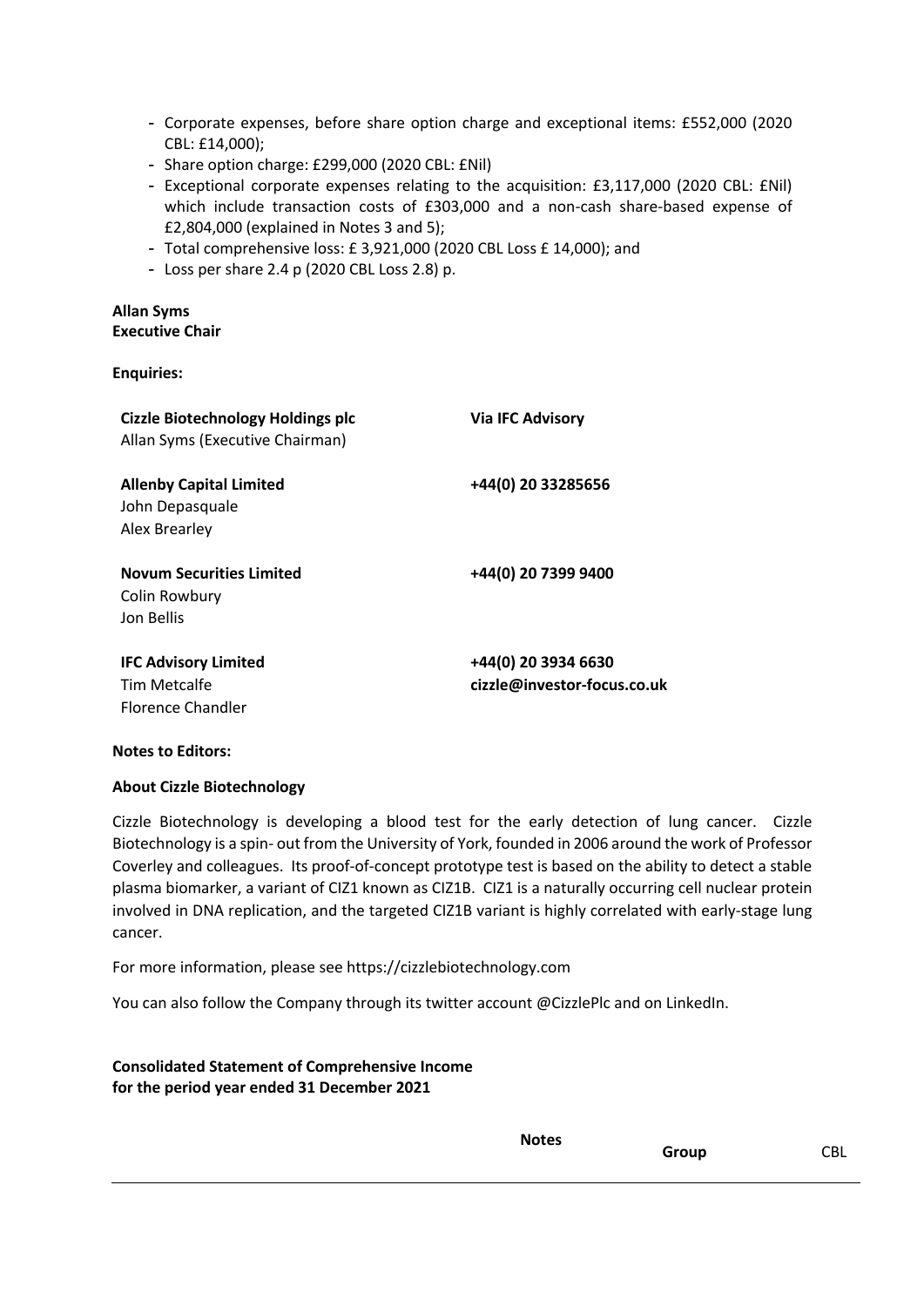- Corporate expenses, before share option charge and exceptional items: £552,000 (2020 CBL: £14,000);
- Share option charge: £299,000 (2020 CBL: £Nil)
- Exceptional corporate expenses relating to the acquisition: £3,117,000 (2020 CBL: £Nil) which include transaction costs of £303,000 and a non-cash share-based expense of £2,804,000 (explained in Notes 3 and 5);
- Total comprehensive loss: £ 3,921,000 (2020 CBL Loss £ 14,000); and
- Loss per share 2.4 p (2020 CBL Loss 2.8) p.

**Allan Syms**
**Executive Chair**

**Enquiries:**

| | |
|---|---|
| **Cizzle Biotechnology Holdings plc**<br>Allan Syms (Executive Chairman) | **Via IFC Advisory** |
| **Allenby Capital Limited**<br>John Depasquale<br>Alex Brearley | **+44(0) 20 33285656** |
| **Novum Securities Limited**<br>Colin Rowbury<br>Jon Bellis | **+44(0) 20 7399 9400** |
| **IFC Advisory Limited**<br>Tim Metcalfe<br>Florence Chandler | **+44(0) 20 3934 6630**<br>**cizzle@investor-focus.co.uk** |

**Notes to Editors:**

**About Cizzle Biotechnology**

Cizzle Biotechnology is developing a blood test for the early detection of lung cancer. Cizzle Biotechnology is a spin- out from the University of York, founded in 2006 around the work of Professor Coverley and colleagues. Its proof-of-concept prototype test is based on the ability to detect a stable plasma biomarker, a variant of CIZ1 known as CIZ1B. CIZ1 is a naturally occurring cell nuclear protein involved in DNA replication, and the targeted CIZ1B variant is highly correlated with early-stage lung cancer.

For more information, please see https://cizzlebiotechnology.com

You can also follow the Company through its twitter account @CizzlePlc and on LinkedIn.

**Consolidated Statement of Comprehensive Income**
**for the period year ended 31 December 2021**

| | **Notes** | **Group** | CBL |
|---|---|---|---|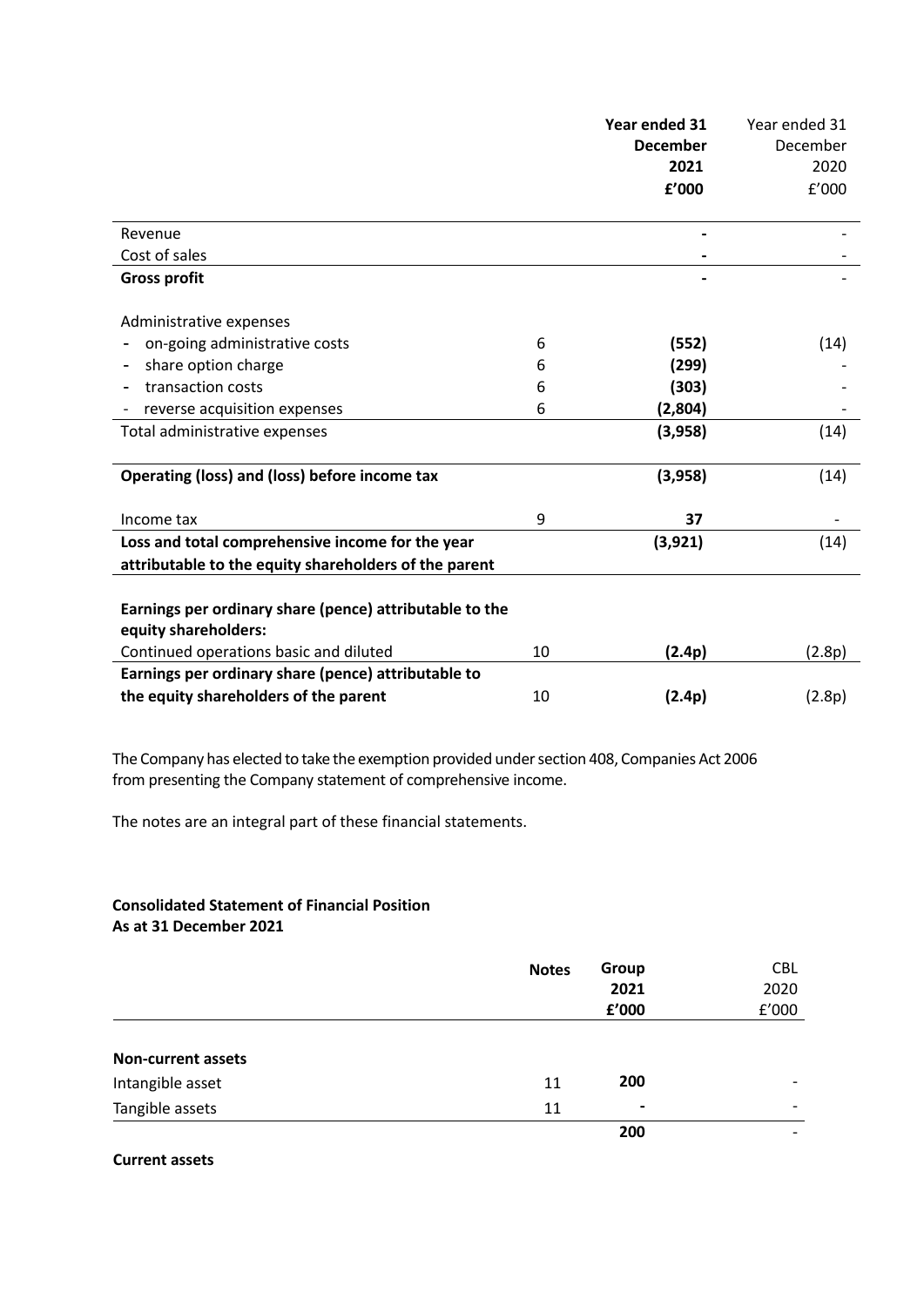| | | Year ended 31 December 2021 £'000 | Year ended 31 December 2020 £'000 |
|---|---|---|---|
| Revenue | | **-** | - |
| Cost of sales | | **-** | - |
| **Gross profit** | | **-** | - |
| Administrative expenses | | | |
| - on-going administrative costs | 6 | **(552)** | (14) |
| - share option charge | 6 | **(299)** | - |
| - transaction costs | 6 | **(303)** | - |
| - reverse acquisition expenses | 6 | **(2,804)** | - |
| Total administrative expenses | | **(3,958)** | (14) |
| **Operating (loss) and (loss) before income tax** | | **(3,958)** | (14) |
| Income tax | 9 | **37** | - |
| **Loss and total comprehensive income for the year attributable to the equity shareholders of the parent** | | **(3,921)** | (14) |
| **Earnings per ordinary share (pence) attributable to the equity shareholders:** | | | |
| Continued operations basic and diluted | 10 | **(2.4p)** | (2.8p) |
| **Earnings per ordinary share (pence) attributable to the equity shareholders of the parent** | 10 | **(2.4p)** | (2.8p) |

The Company has elected to take the exemption provided under section 408, Companies Act 2006 from presenting the Company statement of comprehensive income.

The notes are an integral part of these financial statements.

**Consolidated Statement of Financial Position**
**As at 31 December 2021**

| | Notes | Group 2021 £'000 | CBL 2020 £'000 |
|---|---|---|---|
| **Non-current assets** | | | |
| Intangible asset | 11 | **200** | - |
| Tangible assets | 11 | **-** | - |
| | | **200** | - |
| **Current assets** | | | |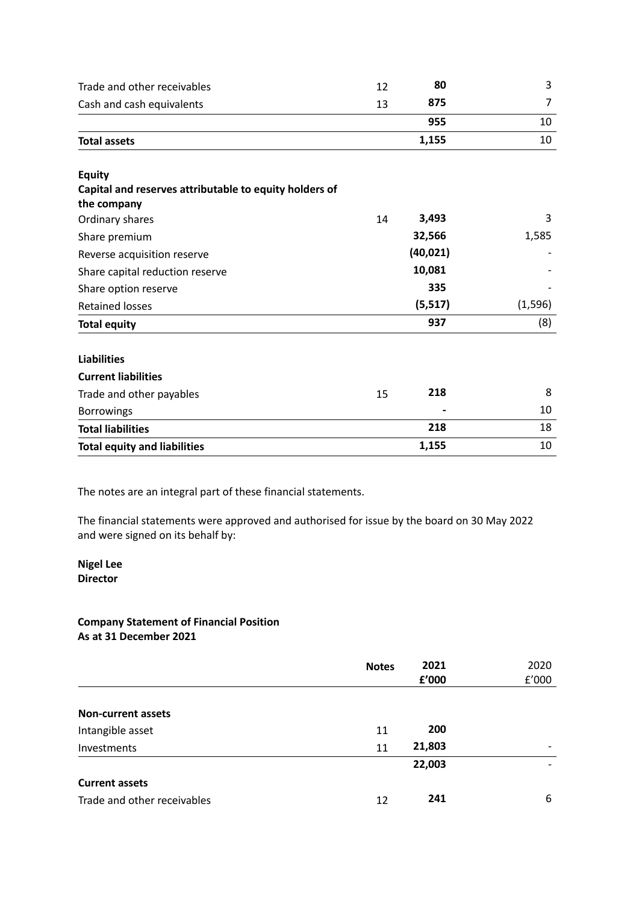| | | | |
|---|---|---|---|
| Trade and other receivables | 12 | **80** | 3 |
| Cash and cash equivalents | 13 | **875** | 7 |
| | | **955** | 10 |
| **Total assets** | | **1,155** | 10 |
| | | | |
| **Equity** | | | |
| **Capital and reserves attributable to equity holders of the company** | | | |
| Ordinary shares | 14 | **3,493** | 3 |
| Share premium | | **32,566** | 1,585 |
| Reverse acquisition reserve | | **(40,021)** | - |
| Share capital reduction reserve | | **10,081** | - |
| Share option reserve | | **335** | - |
| Retained losses | | **(5,517)** | (1,596) |
| **Total equity** | | **937** | (8) |
| | | | |
| **Liabilities** | | | |
| **Current liabilities** | | | |
| Trade and other payables | 15 | **218** | 8 |
| Borrowings | | **-** | 10 |
| **Total liabilities** | | **218** | 18 |
| **Total equity and liabilities** | | **1,155** | 10 |

The notes are an integral part of these financial statements.

The financial statements were approved and authorised for issue by the board on 30 May 2022 and were signed on its behalf by:

**Nigel Lee**
**Director**

**Company Statement of Financial Position**
**As at 31 December 2021**

| | **Notes** | **2021 £'000** | 2020 £'000 |
|---|---|---|---|
| **Non-current assets** | | | |
| Intangible asset | 11 | **200** | |
| Investments | 11 | **21,803** | - |
| | | **22,003** | - |
| **Current assets** | | | |
| Trade and other receivables | 12 | **241** | 6 |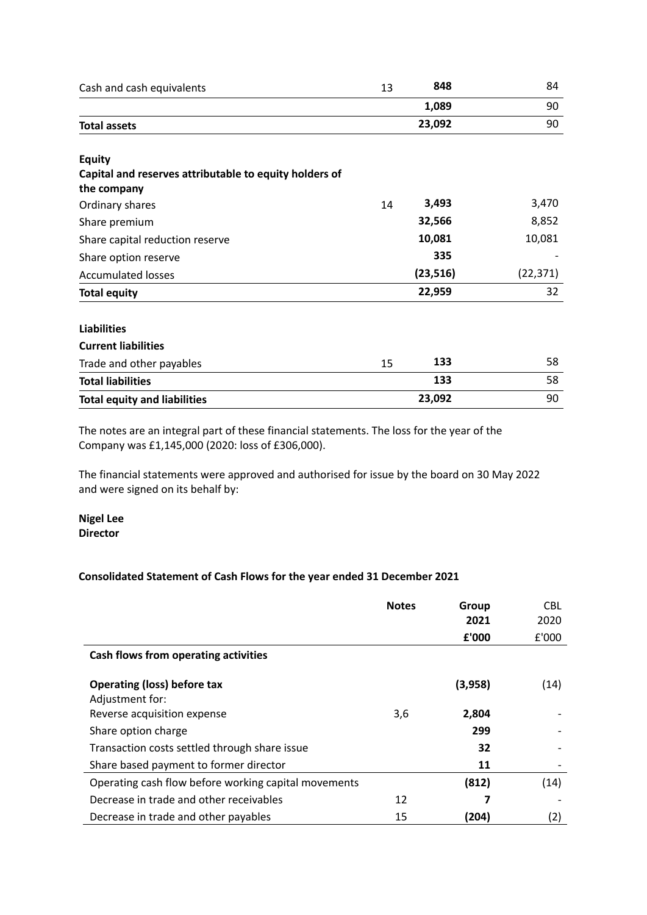| | | | |
|---|---|---|---|
| Cash and cash equivalents | 13 | **848** | 84 |
| | | **1,089** | 90 |
| **Total assets** | | **23,092** | 90 |
| | | | |
| **Equity** | | | |
| **Capital and reserves attributable to equity holders of the company** | | | |
| Ordinary shares | 14 | **3,493** | 3,470 |
| Share premium | | **32,566** | 8,852 |
| Share capital reduction reserve | | **10,081** | 10,081 |
| Share option reserve | | **335** | - |
| Accumulated losses | | **(23,516)** | (22,371) |
| **Total equity** | | **22,959** | 32 |
| | | | |
| **Liabilities** | | | |
| **Current liabilities** | | | |
| Trade and other payables | 15 | **133** | 58 |
| **Total liabilities** | | **133** | 58 |
| **Total equity and liabilities** | | **23,092** | 90 |

The notes are an integral part of these financial statements. The loss for the year of the Company was £1,145,000 (2020: loss of £306,000).

The financial statements were approved and authorised for issue by the board on 30 May 2022 and were signed on its behalf by:

**Nigel Lee**
**Director**

## Consolidated Statement of Cash Flows for the year ended 31 December 2021

| | Notes | Group 2021 £'000 | CBL 2020 £'000 |
|---|---|---|---|
| **Cash flows from operating activities** | | | |
| **Operating (loss) before tax** | | **(3,958)** | (14) |
| Adjustment for: | | | |
| Reverse acquisition expense | 3,6 | **2,804** | - |
| Share option charge | | **299** | - |
| Transaction costs settled through share issue | | **32** | - |
| Share based payment to former director | | **11** | - |
| Operating cash flow before working capital movements | | **(812)** | (14) |
| Decrease in trade and other receivables | 12 | **7** | - |
| Decrease in trade and other payables | 15 | **(204)** | (2) |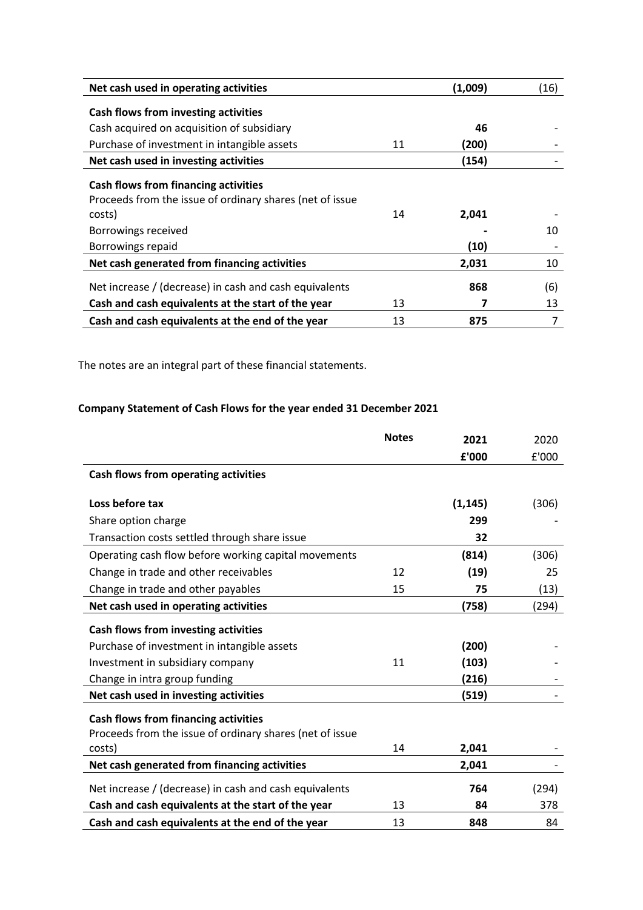| | | | |
|---|---|---|---|
| **Net cash used in operating activities** | | **(1,009)** | (16) |
| **Cash flows from investing activities** | | | |
| Cash acquired on acquisition of subsidiary | | **46** | - |
| Purchase of investment in intangible assets | 11 | **(200)** | - |
| **Net cash used in investing activities** | | **(154)** | - |
| **Cash flows from financing activities** | | | |
| Proceeds from the issue of ordinary shares (net of issue costs) | 14 | **2,041** | - |
| Borrowings received | | **-** | 10 |
| Borrowings repaid | | **(10)** | - |
| **Net cash generated from financing activities** | | **2,031** | 10 |
| Net increase / (decrease) in cash and cash equivalents | | **868** | (6) |
| **Cash and cash equivalents at the start of the year** | 13 | **7** | 13 |
| **Cash and cash equivalents at the end of the year** | 13 | **875** | 7 |

The notes are an integral part of these financial statements.

**Company Statement of Cash Flows for the year ended 31 December 2021**

| | **Notes** | **2021** | 2020 |
|---|---|---|---|
| | | **£'000** | £'000 |
| **Cash flows from operating activities** | | | |
| **Loss before tax** | | **(1,145)** | (306) |
| Share option charge | | **299** | - |
| Transaction costs settled through share issue | | **32** | |
| Operating cash flow before working capital movements | | **(814)** | (306) |
| Change in trade and other receivables | 12 | **(19)** | 25 |
| Change in trade and other payables | 15 | **75** | (13) |
| **Net cash used in operating activities** | | **(758)** | (294) |
| **Cash flows from investing activities** | | | |
| Purchase of investment in intangible assets | | **(200)** | - |
| Investment in subsidiary company | 11 | **(103)** | - |
| Change in intra group funding | | **(216)** | - |
| **Net cash used in investing activities** | | **(519)** | - |
| **Cash flows from financing activities** | | | |
| Proceeds from the issue of ordinary shares (net of issue costs) | 14 | **2,041** | - |
| **Net cash generated from financing activities** | | **2,041** | - |
| Net increase / (decrease) in cash and cash equivalents | | **764** | (294) |
| **Cash and cash equivalents at the start of the year** | 13 | **84** | 378 |
| **Cash and cash equivalents at the end of the year** | 13 | **848** | 84 |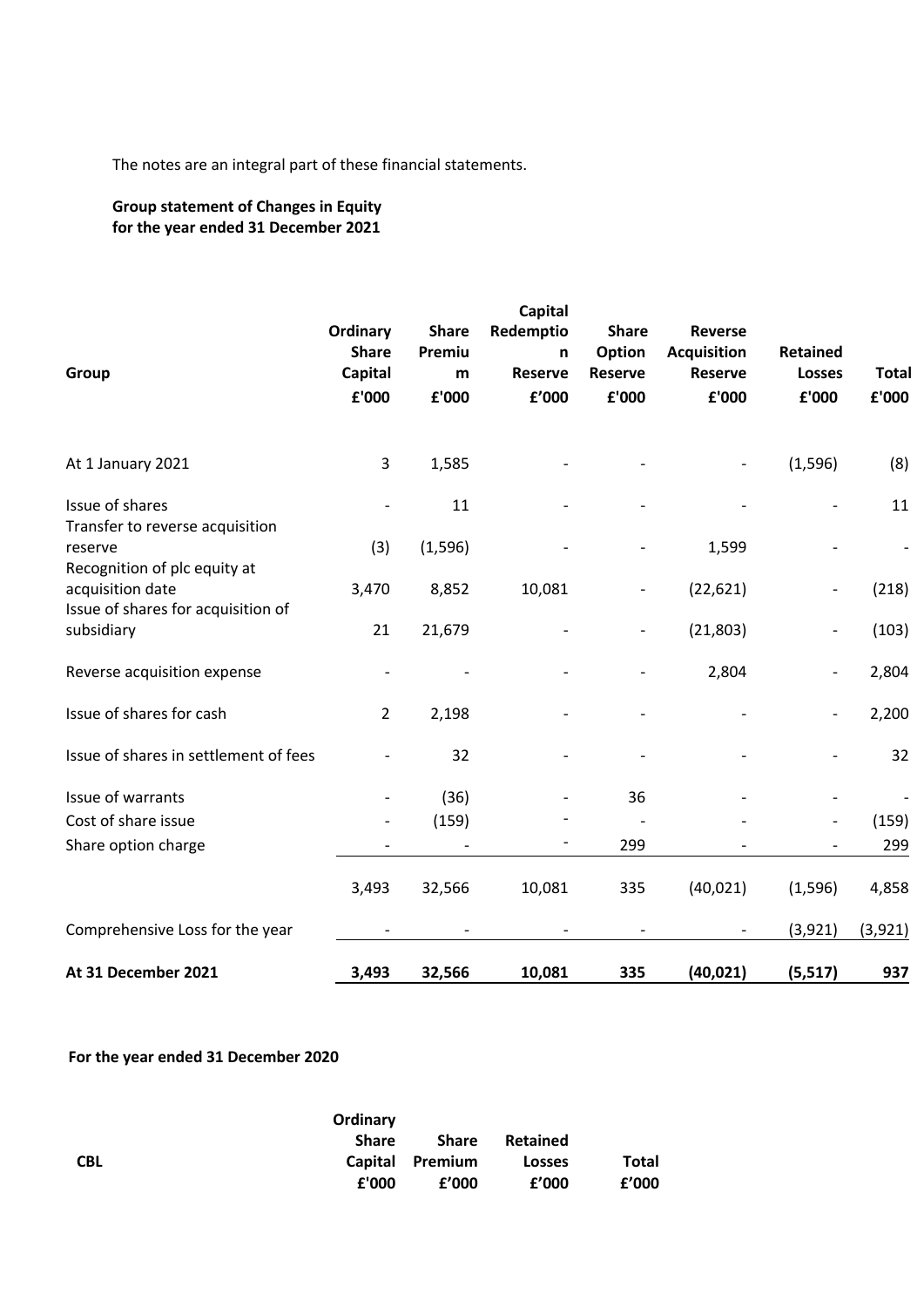The notes are an integral part of these financial statements.

**Group statement of Changes in Equity**
**for the year ended 31 December 2021**

| Group | Ordinary Share Capital £'000 | Share Premium £'000 | Capital Redemption Reserve £'000 | Share Option Reserve £'000 | Reverse Acquisition Reserve £'000 | Retained Losses £'000 | Total £'000 |
|---|---|---|---|---|---|---|---|
| At 1 January 2021 | 3 | 1,585 | - | - | - | (1,596) | (8) |
| Issue of shares | - | 11 | - | - | - | - | 11 |
| Transfer to reverse acquisition reserve | (3) | (1,596) | - | - | 1,599 | - | - |
| Recognition of plc equity at acquisition date | 3,470 | 8,852 | 10,081 | - | (22,621) | - | (218) |
| Issue of shares for acquisition of subsidiary | 21 | 21,679 | - | - | (21,803) | - | (103) |
| Reverse acquisition expense | - | - | - | - | 2,804 | - | 2,804 |
| Issue of shares for cash | 2 | 2,198 | - | - | - | - | 2,200 |
| Issue of shares in settlement of fees | - | 32 | - | - | - | - | 32 |
| Issue of warrants | - | (36) | - | 36 | - | - | - |
| Cost of share issue | - | (159) | - | - | - | - | (159) |
| Share option charge | - | - | - | 299 | - | - | 299 |
| | 3,493 | 32,566 | 10,081 | 335 | (40,021) | (1,596) | 4,858 |
| Comprehensive Loss for the year | - | - | - | - | - | (3,921) | (3,921) |
| **At 31 December 2021** | **3,493** | **32,566** | **10,081** | **335** | **(40,021)** | **(5,517)** | **937** |

**For the year ended 31 December 2020**

| CBL | Ordinary Share Capital £'000 | Share Premium £'000 | Retained Losses £'000 | Total £'000 |
|---|---|---|---|---|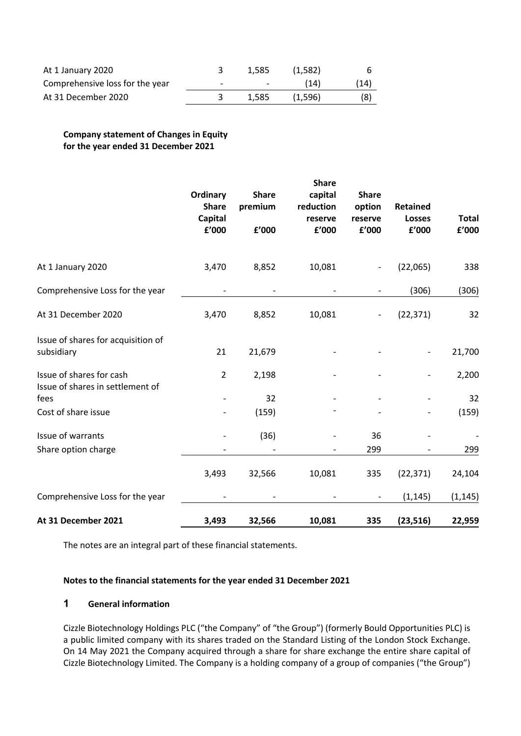| | | | | |
|---|---|---|---|---|
| At 1 January 2020 | 3 | 1,585 | (1,582) | 6 |
| Comprehensive loss for the year | - | - | (14) | (14) |
| At 31 December 2020 | 3 | 1,585 | (1,596) | (8) |

**Company statement of Changes in Equity**
**for the year ended 31 December 2021**

| | Ordinary Share Capital £'000 | Share premium £'000 | Share capital reduction reserve £'000 | Share option reserve £'000 | Retained Losses £'000 | Total £'000 |
|---|---|---|---|---|---|---|
| At 1 January 2020 | 3,470 | 8,852 | 10,081 | - | (22,065) | 338 |
| Comprehensive Loss for the year | - | - | - | - | (306) | (306) |
| At 31 December 2020 | 3,470 | 8,852 | 10,081 | - | (22,371) | 32 |
| Issue of shares for acquisition of subsidiary | 21 | 21,679 | - | - | - | 21,700 |
| Issue of shares for cash | 2 | 2,198 | - | - | - | 2,200 |
| Issue of shares in settlement of fees | - | 32 | - | - | - | 32 |
| Cost of share issue | - | (159) | - | - | - | (159) |
| Issue of warrants | - | (36) | - | 36 | - | - |
| Share option charge | - | - | - | 299 | - | 299 |
| | 3,493 | 32,566 | 10,081 | 335 | (22,371) | 24,104 |
| Comprehensive Loss for the year | - | - | - | - | (1,145) | (1,145) |
| **At 31 December 2021** | **3,493** | **32,566** | **10,081** | **335** | **(23,516)** | **22,959** |

The notes are an integral part of these financial statements.

**Notes to the financial statements for the year ended 31 December 2021**

## 1 General information

Cizzle Biotechnology Holdings PLC ("the Company" of "the Group") (formerly Bould Opportunities PLC) is a public limited company with its shares traded on the Standard Listing of the London Stock Exchange. On 14 May 2021 the Company acquired through a share for share exchange the entire share capital of Cizzle Biotechnology Limited. The Company is a holding company of a group of companies ("the Group")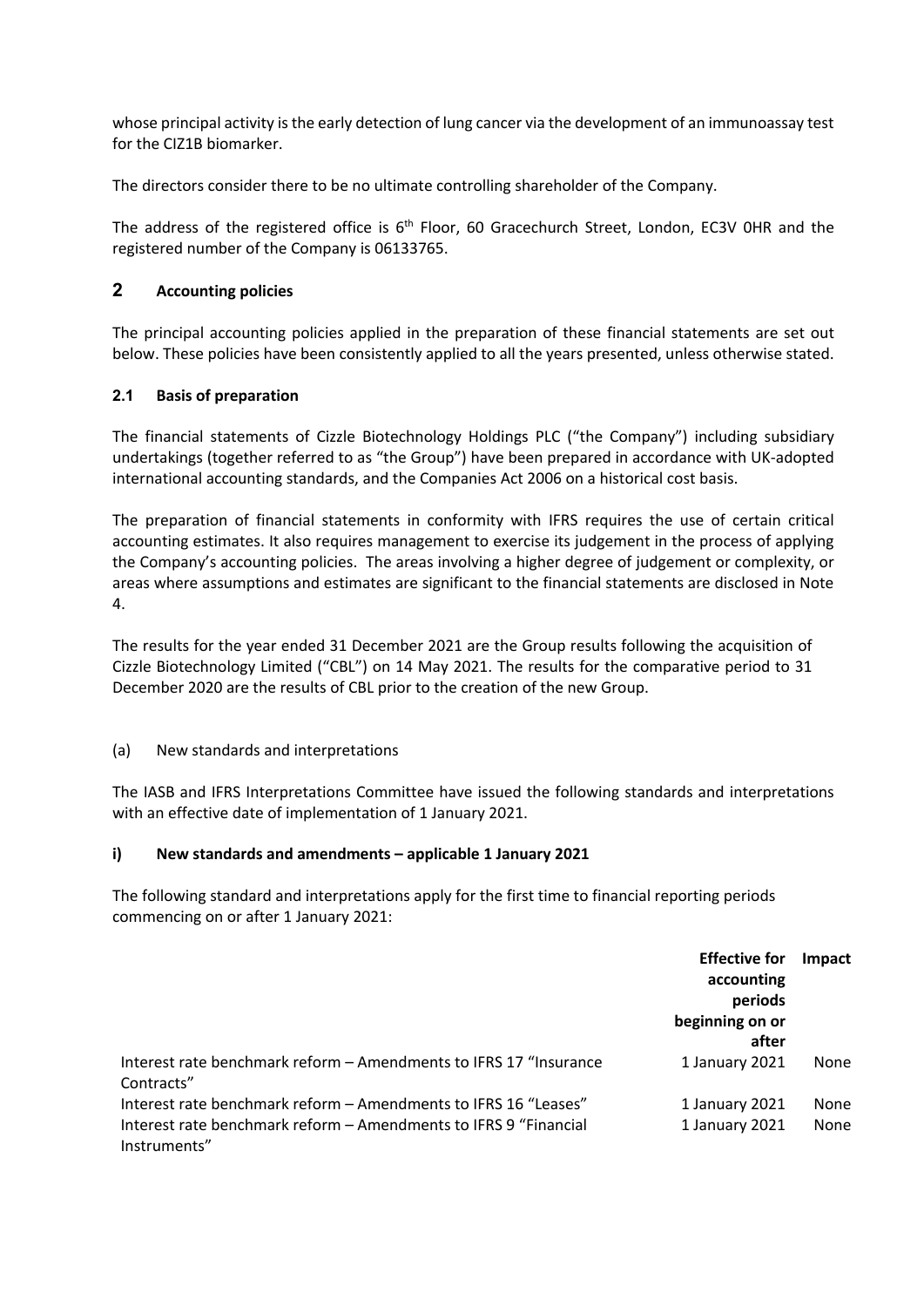whose principal activity is the early detection of lung cancer via the development of an immunoassay test for the CIZ1B biomarker.

The directors consider there to be no ultimate controlling shareholder of the Company.

The address of the registered office is 6th Floor, 60 Gracechurch Street, London, EC3V 0HR and the registered number of the Company is 06133765.

## 2 Accounting policies

The principal accounting policies applied in the preparation of these financial statements are set out below. These policies have been consistently applied to all the years presented, unless otherwise stated.

### 2.1 Basis of preparation

The financial statements of Cizzle Biotechnology Holdings PLC ("the Company") including subsidiary undertakings (together referred to as "the Group") have been prepared in accordance with UK-adopted international accounting standards, and the Companies Act 2006 on a historical cost basis.

The preparation of financial statements in conformity with IFRS requires the use of certain critical accounting estimates. It also requires management to exercise its judgement in the process of applying the Company's accounting policies. The areas involving a higher degree of judgement or complexity, or areas where assumptions and estimates are significant to the financial statements are disclosed in Note 4.

The results for the year ended 31 December 2021 are the Group results following the acquisition of Cizzle Biotechnology Limited ("CBL") on 14 May 2021. The results for the comparative period to 31 December 2020 are the results of CBL prior to the creation of the new Group.

(a) New standards and interpretations

The IASB and IFRS Interpretations Committee have issued the following standards and interpretations with an effective date of implementation of 1 January 2021.

**i) New standards and amendments – applicable 1 January 2021**

The following standard and interpretations apply for the first time to financial reporting periods commencing on or after 1 January 2021:

| | Effective for accounting periods beginning on or after | Impact |
|---|---|---|
| Interest rate benchmark reform – Amendments to IFRS 17 "Insurance Contracts" | 1 January 2021 | None |
| Interest rate benchmark reform – Amendments to IFRS 16 "Leases" | 1 January 2021 | None |
| Interest rate benchmark reform – Amendments to IFRS 9 "Financial Instruments" | 1 January 2021 | None |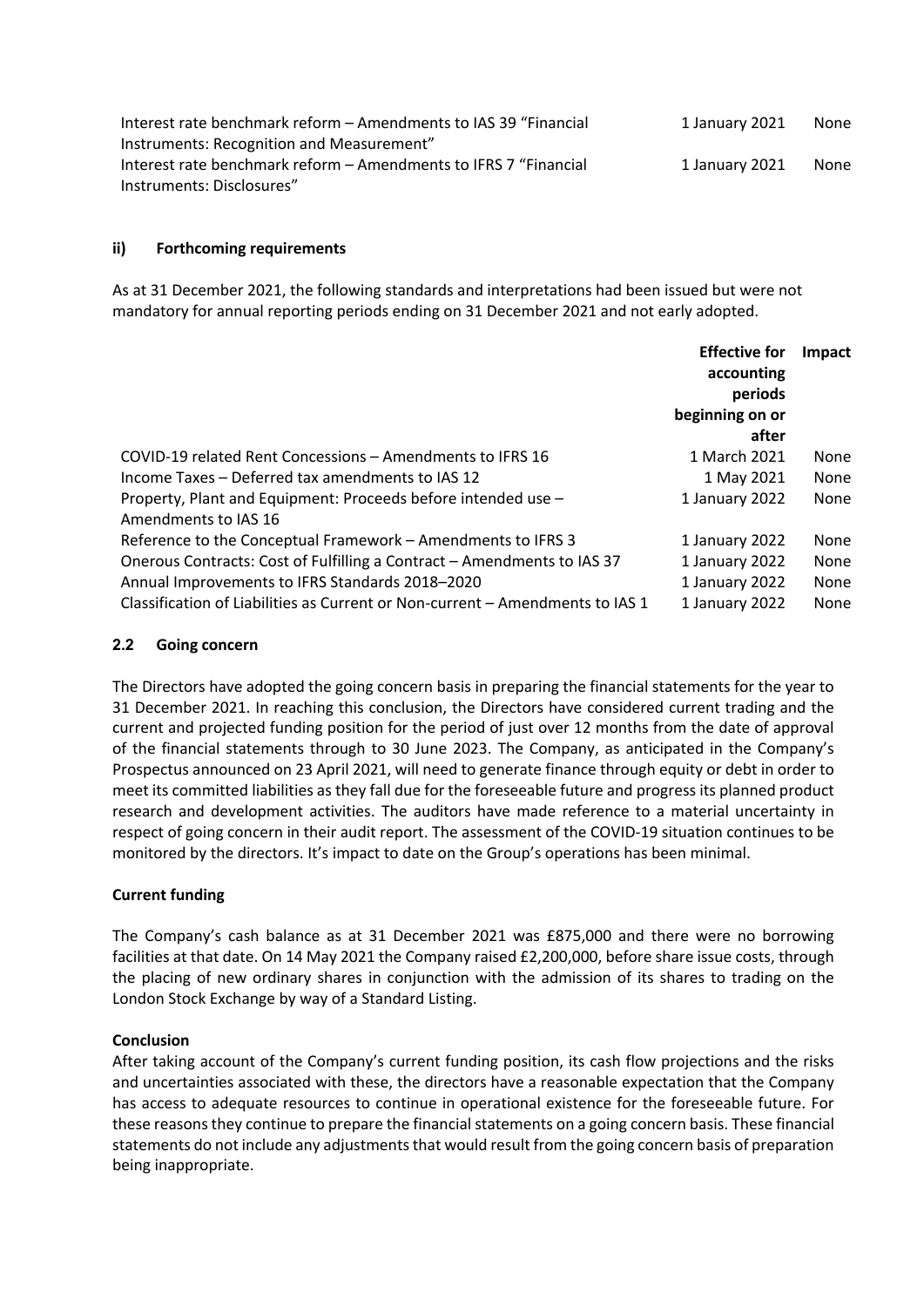| | | |
|---|---|---|
| Interest rate benchmark reform – Amendments to IAS 39 "Financial Instruments: Recognition and Measurement" | 1 January 2021 | None |
| Interest rate benchmark reform – Amendments to IFRS 7 "Financial Instruments: Disclosures" | 1 January 2021 | None |

#### ii) Forthcoming requirements

As at 31 December 2021, the following standards and interpretations had been issued but were not mandatory for annual reporting periods ending on 31 December 2021 and not early adopted.

| | Effective for accounting periods beginning on or after | Impact |
|---|---|---|
| COVID-19 related Rent Concessions – Amendments to IFRS 16 | 1 March 2021 | None |
| Income Taxes – Deferred tax amendments to IAS 12 | 1 May 2021 | None |
| Property, Plant and Equipment: Proceeds before intended use – Amendments to IAS 16 | 1 January 2022 | None |
| Reference to the Conceptual Framework – Amendments to IFRS 3 | 1 January 2022 | None |
| Onerous Contracts: Cost of Fulfilling a Contract – Amendments to IAS 37 | 1 January 2022 | None |
| Annual Improvements to IFRS Standards 2018–2020 | 1 January 2022 | None |
| Classification of Liabilities as Current or Non-current – Amendments to IAS 1 | 1 January 2022 | None |

### 2.2 Going concern

The Directors have adopted the going concern basis in preparing the financial statements for the year to 31 December 2021. In reaching this conclusion, the Directors have considered current trading and the current and projected funding position for the period of just over 12 months from the date of approval of the financial statements through to 30 June 2023. The Company, as anticipated in the Company's Prospectus announced on 23 April 2021, will need to generate finance through equity or debt in order to meet its committed liabilities as they fall due for the foreseeable future and progress its planned product research and development activities. The auditors have made reference to a material uncertainty in respect of going concern in their audit report. The assessment of the COVID-19 situation continues to be monitored by the directors. It's impact to date on the Group's operations has been minimal.

**Current funding**

The Company's cash balance as at 31 December 2021 was £875,000 and there were no borrowing facilities at that date. On 14 May 2021 the Company raised £2,200,000, before share issue costs, through the placing of new ordinary shares in conjunction with the admission of its shares to trading on the London Stock Exchange by way of a Standard Listing.

**Conclusion**

After taking account of the Company's current funding position, its cash flow projections and the risks and uncertainties associated with these, the directors have a reasonable expectation that the Company has access to adequate resources to continue in operational existence for the foreseeable future. For these reasons they continue to prepare the financial statements on a going concern basis. These financial statements do not include any adjustments that would result from the going concern basis of preparation being inappropriate.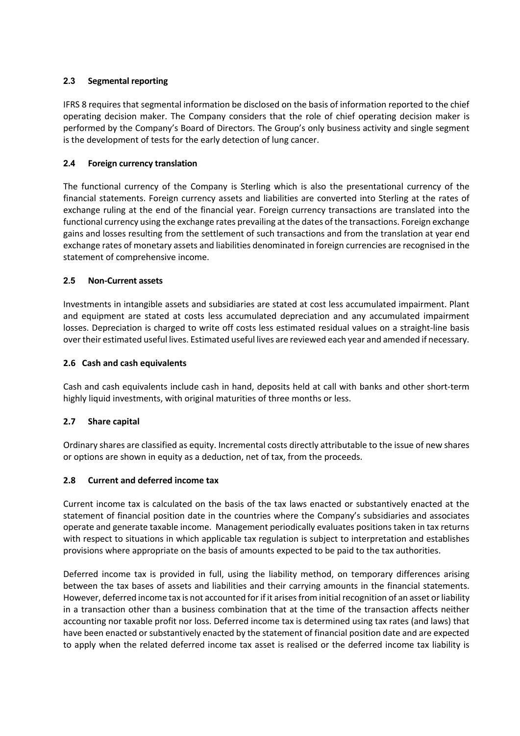### 2.3 Segmental reporting

IFRS 8 requires that segmental information be disclosed on the basis of information reported to the chief operating decision maker. The Company considers that the role of chief operating decision maker is performed by the Company's Board of Directors. The Group's only business activity and single segment is the development of tests for the early detection of lung cancer.

### 2.4 Foreign currency translation

The functional currency of the Company is Sterling which is also the presentational currency of the financial statements. Foreign currency assets and liabilities are converted into Sterling at the rates of exchange ruling at the end of the financial year. Foreign currency transactions are translated into the functional currency using the exchange rates prevailing at the dates of the transactions. Foreign exchange gains and losses resulting from the settlement of such transactions and from the translation at year end exchange rates of monetary assets and liabilities denominated in foreign currencies are recognised in the statement of comprehensive income.

### 2.5 Non-Current assets

Investments in intangible assets and subsidiaries are stated at cost less accumulated impairment. Plant and equipment are stated at costs less accumulated depreciation and any accumulated impairment losses. Depreciation is charged to write off costs less estimated residual values on a straight-line basis over their estimated useful lives. Estimated useful lives are reviewed each year and amended if necessary.

### 2.6 Cash and cash equivalents

Cash and cash equivalents include cash in hand, deposits held at call with banks and other short-term highly liquid investments, with original maturities of three months or less.

### 2.7 Share capital

Ordinary shares are classified as equity. Incremental costs directly attributable to the issue of new shares or options are shown in equity as a deduction, net of tax, from the proceeds.

### 2.8 Current and deferred income tax

Current income tax is calculated on the basis of the tax laws enacted or substantively enacted at the statement of financial position date in the countries where the Company's subsidiaries and associates operate and generate taxable income. Management periodically evaluates positions taken in tax returns with respect to situations in which applicable tax regulation is subject to interpretation and establishes provisions where appropriate on the basis of amounts expected to be paid to the tax authorities.

Deferred income tax is provided in full, using the liability method, on temporary differences arising between the tax bases of assets and liabilities and their carrying amounts in the financial statements. However, deferred income tax is not accounted for if it arises from initial recognition of an asset or liability in a transaction other than a business combination that at the time of the transaction affects neither accounting nor taxable profit nor loss. Deferred income tax is determined using tax rates (and laws) that have been enacted or substantively enacted by the statement of financial position date and are expected to apply when the related deferred income tax asset is realised or the deferred income tax liability is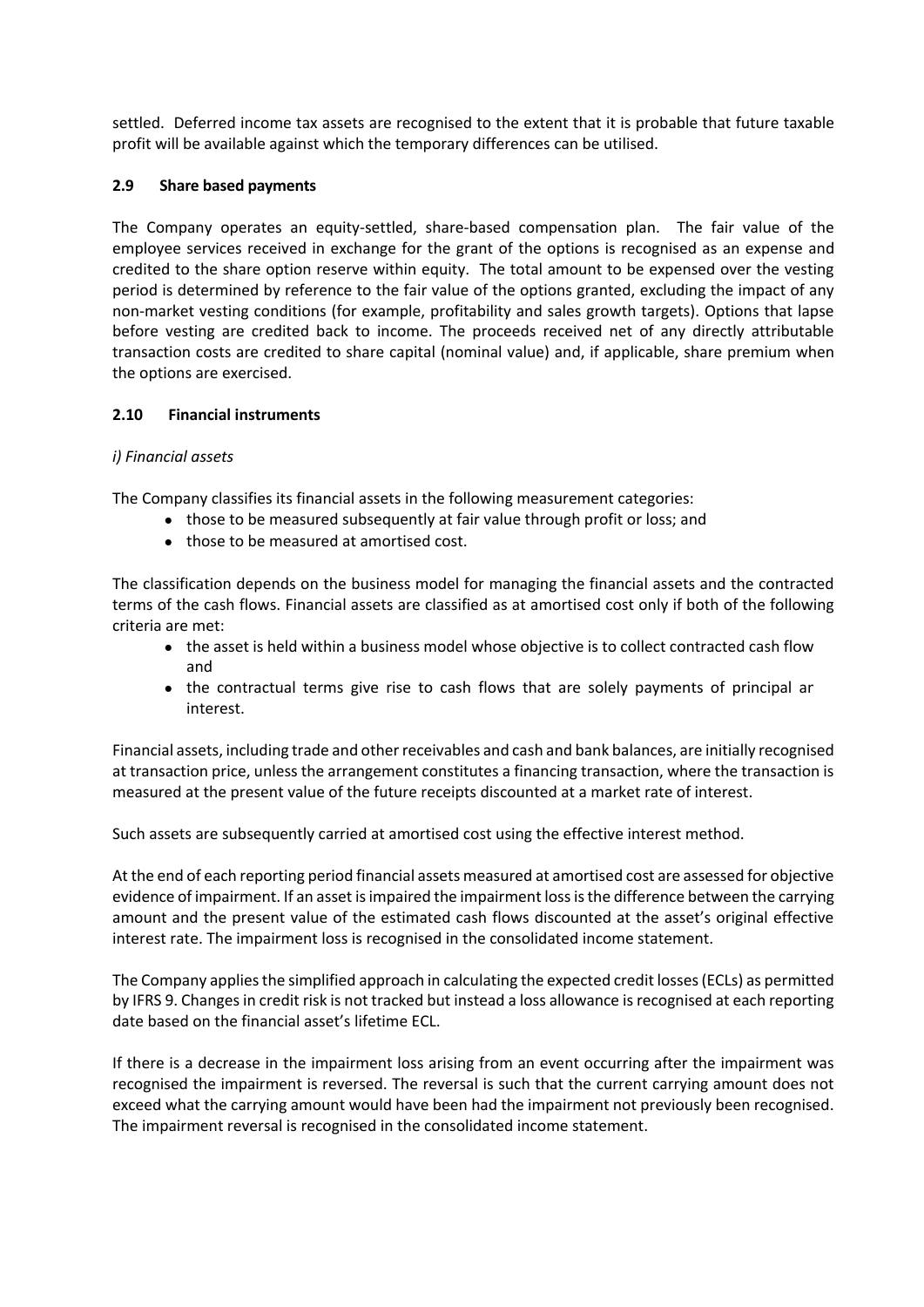settled. Deferred income tax assets are recognised to the extent that it is probable that future taxable profit will be available against which the temporary differences can be utilised.

### 2.9 Share based payments

The Company operates an equity-settled, share-based compensation plan. The fair value of the employee services received in exchange for the grant of the options is recognised as an expense and credited to the share option reserve within equity. The total amount to be expensed over the vesting period is determined by reference to the fair value of the options granted, excluding the impact of any non-market vesting conditions (for example, profitability and sales growth targets). Options that lapse before vesting are credited back to income. The proceeds received net of any directly attributable transaction costs are credited to share capital (nominal value) and, if applicable, share premium when the options are exercised.

### 2.10 Financial instruments

*i) Financial assets*

The Company classifies its financial assets in the following measurement categories:

- those to be measured subsequently at fair value through profit or loss; and
- those to be measured at amortised cost.

The classification depends on the business model for managing the financial assets and the contracted terms of the cash flows. Financial assets are classified as at amortised cost only if both of the following criteria are met:

- the asset is held within a business model whose objective is to collect contracted cash flow and
- the contractual terms give rise to cash flows that are solely payments of principal ar interest.

Financial assets, including trade and other receivables and cash and bank balances, are initially recognised at transaction price, unless the arrangement constitutes a financing transaction, where the transaction is measured at the present value of the future receipts discounted at a market rate of interest.

Such assets are subsequently carried at amortised cost using the effective interest method.

At the end of each reporting period financial assets measured at amortised cost are assessed for objective evidence of impairment. If an asset is impaired the impairment loss is the difference between the carrying amount and the present value of the estimated cash flows discounted at the asset's original effective interest rate. The impairment loss is recognised in the consolidated income statement.

The Company applies the simplified approach in calculating the expected credit losses (ECLs) as permitted by IFRS 9. Changes in credit risk is not tracked but instead a loss allowance is recognised at each reporting date based on the financial asset's lifetime ECL.

If there is a decrease in the impairment loss arising from an event occurring after the impairment was recognised the impairment is reversed. The reversal is such that the current carrying amount does not exceed what the carrying amount would have been had the impairment not previously been recognised. The impairment reversal is recognised in the consolidated income statement.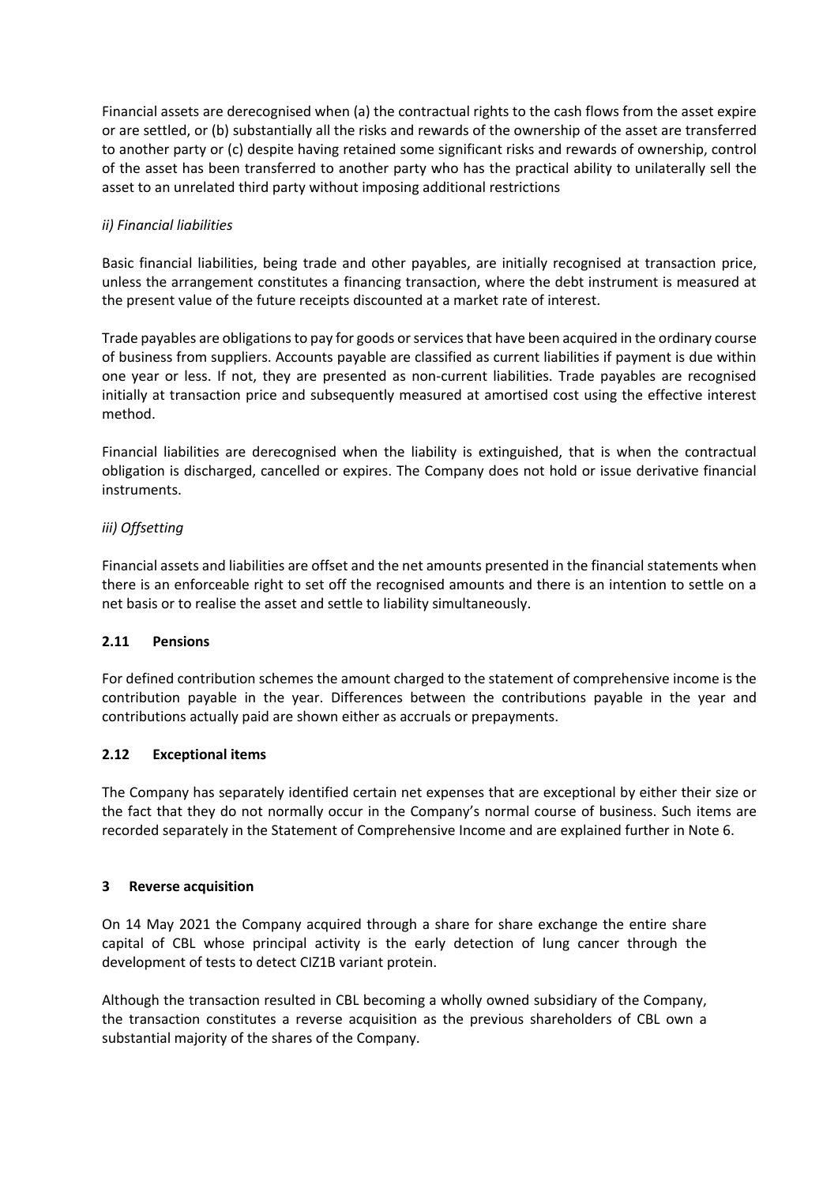Financial assets are derecognised when (a) the contractual rights to the cash flows from the asset expire or are settled, or (b) substantially all the risks and rewards of the ownership of the asset are transferred to another party or (c) despite having retained some significant risks and rewards of ownership, control of the asset has been transferred to another party who has the practical ability to unilaterally sell the asset to an unrelated third party without imposing additional restrictions

*ii) Financial liabilities*

Basic financial liabilities, being trade and other payables, are initially recognised at transaction price, unless the arrangement constitutes a financing transaction, where the debt instrument is measured at the present value of the future receipts discounted at a market rate of interest.

Trade payables are obligations to pay for goods or services that have been acquired in the ordinary course of business from suppliers. Accounts payable are classified as current liabilities if payment is due within one year or less. If not, they are presented as non-current liabilities. Trade payables are recognised initially at transaction price and subsequently measured at amortised cost using the effective interest method.

Financial liabilities are derecognised when the liability is extinguished, that is when the contractual obligation is discharged, cancelled or expires. The Company does not hold or issue derivative financial instruments.

*iii) Offsetting*

Financial assets and liabilities are offset and the net amounts presented in the financial statements when there is an enforceable right to set off the recognised amounts and there is an intention to settle on a net basis or to realise the asset and settle to liability simultaneously.

### 2.11 Pensions

For defined contribution schemes the amount charged to the statement of comprehensive income is the contribution payable in the year. Differences between the contributions payable in the year and contributions actually paid are shown either as accruals or prepayments.

### 2.12 Exceptional items

The Company has separately identified certain net expenses that are exceptional by either their size or the fact that they do not normally occur in the Company's normal course of business. Such items are recorded separately in the Statement of Comprehensive Income and are explained further in Note 6.

## 3 Reverse acquisition

On 14 May 2021 the Company acquired through a share for share exchange the entire share capital of CBL whose principal activity is the early detection of lung cancer through the development of tests to detect CIZ1B variant protein.

Although the transaction resulted in CBL becoming a wholly owned subsidiary of the Company, the transaction constitutes a reverse acquisition as the previous shareholders of CBL own a substantial majority of the shares of the Company.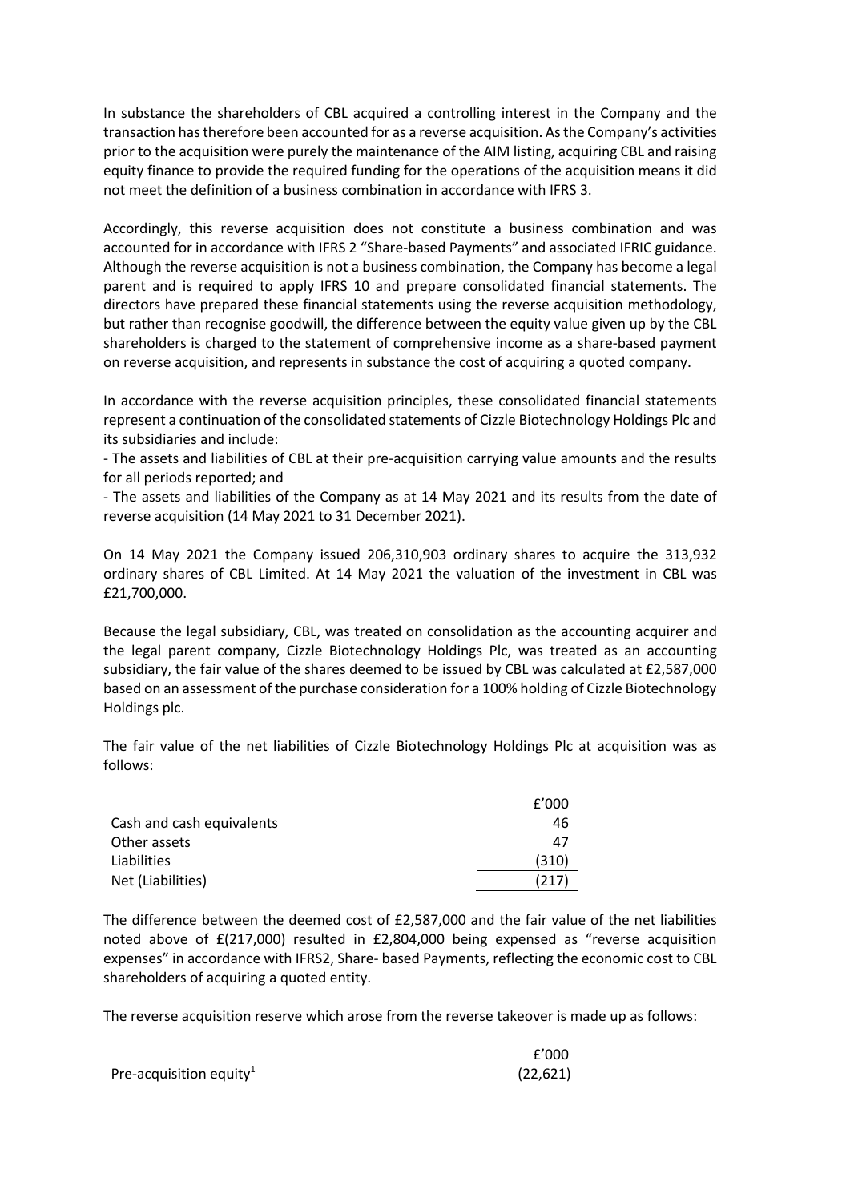In substance the shareholders of CBL acquired a controlling interest in the Company and the transaction has therefore been accounted for as a reverse acquisition. As the Company's activities prior to the acquisition were purely the maintenance of the AIM listing, acquiring CBL and raising equity finance to provide the required funding for the operations of the acquisition means it did not meet the definition of a business combination in accordance with IFRS 3.

Accordingly, this reverse acquisition does not constitute a business combination and was accounted for in accordance with IFRS 2 "Share-based Payments" and associated IFRIC guidance. Although the reverse acquisition is not a business combination, the Company has become a legal parent and is required to apply IFRS 10 and prepare consolidated financial statements. The directors have prepared these financial statements using the reverse acquisition methodology, but rather than recognise goodwill, the difference between the equity value given up by the CBL shareholders is charged to the statement of comprehensive income as a share-based payment on reverse acquisition, and represents in substance the cost of acquiring a quoted company.

In accordance with the reverse acquisition principles, these consolidated financial statements represent a continuation of the consolidated statements of Cizzle Biotechnology Holdings Plc and its subsidiaries and include:

- The assets and liabilities of CBL at their pre-acquisition carrying value amounts and the results for all periods reported; and
- The assets and liabilities of the Company as at 14 May 2021 and its results from the date of reverse acquisition (14 May 2021 to 31 December 2021).

On 14 May 2021 the Company issued 206,310,903 ordinary shares to acquire the 313,932 ordinary shares of CBL Limited. At 14 May 2021 the valuation of the investment in CBL was £21,700,000.

Because the legal subsidiary, CBL, was treated on consolidation as the accounting acquirer and the legal parent company, Cizzle Biotechnology Holdings Plc, was treated as an accounting subsidiary, the fair value of the shares deemed to be issued by CBL was calculated at £2,587,000 based on an assessment of the purchase consideration for a 100% holding of Cizzle Biotechnology Holdings plc.

The fair value of the net liabilities of Cizzle Biotechnology Holdings Plc at acquisition was as follows:

| | £'000 |
|---|---|
| Cash and cash equivalents | 46 |
| Other assets | 47 |
| Liabilities | (310) |
| Net (Liabilities) | (217) |

The difference between the deemed cost of £2,587,000 and the fair value of the net liabilities noted above of £(217,000) resulted in £2,804,000 being expensed as "reverse acquisition expenses" in accordance with IFRS2, Share- based Payments, reflecting the economic cost to CBL shareholders of acquiring a quoted entity.

The reverse acquisition reserve which arose from the reverse takeover is made up as follows:

| | £'000 |
|---|---|
| Pre-acquisition equity[1] | (22,621) |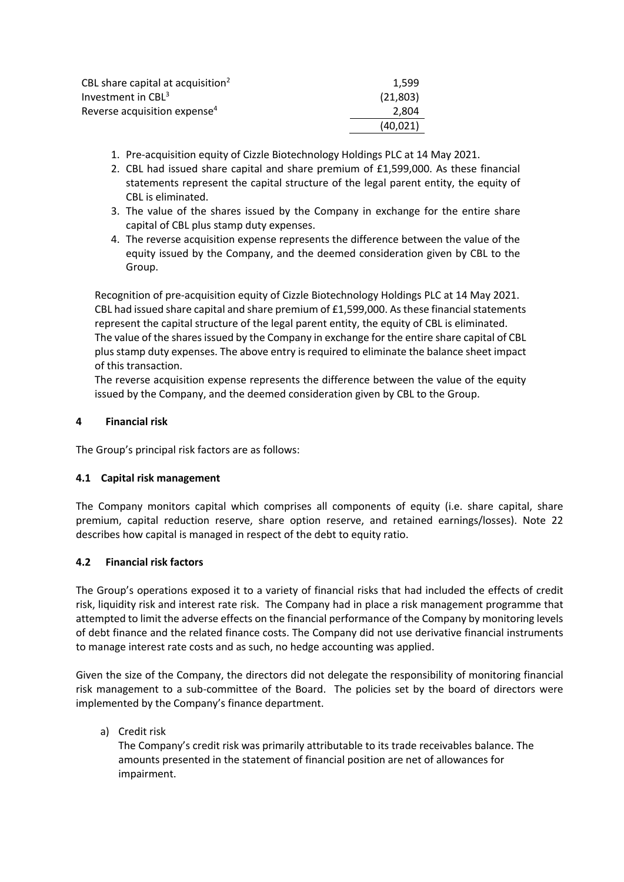| | |
|---|---|
| CBL share capital at acquisition[2] | 1,599 |
| Investment in CBL[3] | (21,803) |
| Reverse acquisition expense[4] | 2,804 |
| | (40,021) |

1. Pre-acquisition equity of Cizzle Biotechnology Holdings PLC at 14 May 2021.
2. CBL had issued share capital and share premium of £1,599,000. As these financial statements represent the capital structure of the legal parent entity, the equity of CBL is eliminated.
3. The value of the shares issued by the Company in exchange for the entire share capital of CBL plus stamp duty expenses.
4. The reverse acquisition expense represents the difference between the value of the equity issued by the Company, and the deemed consideration given by CBL to the Group.

Recognition of pre-acquisition equity of Cizzle Biotechnology Holdings PLC at 14 May 2021.
CBL had issued share capital and share premium of £1,599,000. As these financial statements represent the capital structure of the legal parent entity, the equity of CBL is eliminated.
The value of the shares issued by the Company in exchange for the entire share capital of CBL plus stamp duty expenses. The above entry is required to eliminate the balance sheet impact of this transaction.
The reverse acquisition expense represents the difference between the value of the equity issued by the Company, and the deemed consideration given by CBL to the Group.

## 4 Financial risk

The Group's principal risk factors are as follows:

### 4.1 Capital risk management

The Company monitors capital which comprises all components of equity (i.e. share capital, share premium, capital reduction reserve, share option reserve, and retained earnings/losses). Note 22 describes how capital is managed in respect of the debt to equity ratio.

### 4.2 Financial risk factors

The Group's operations exposed it to a variety of financial risks that had included the effects of credit risk, liquidity risk and interest rate risk. The Company had in place a risk management programme that attempted to limit the adverse effects on the financial performance of the Company by monitoring levels of debt finance and the related finance costs. The Company did not use derivative financial instruments to manage interest rate costs and as such, no hedge accounting was applied.

Given the size of the Company, the directors did not delegate the responsibility of monitoring financial risk management to a sub-committee of the Board. The policies set by the board of directors were implemented by the Company's finance department.

a) Credit risk
The Company's credit risk was primarily attributable to its trade receivables balance. The amounts presented in the statement of financial position are net of allowances for impairment.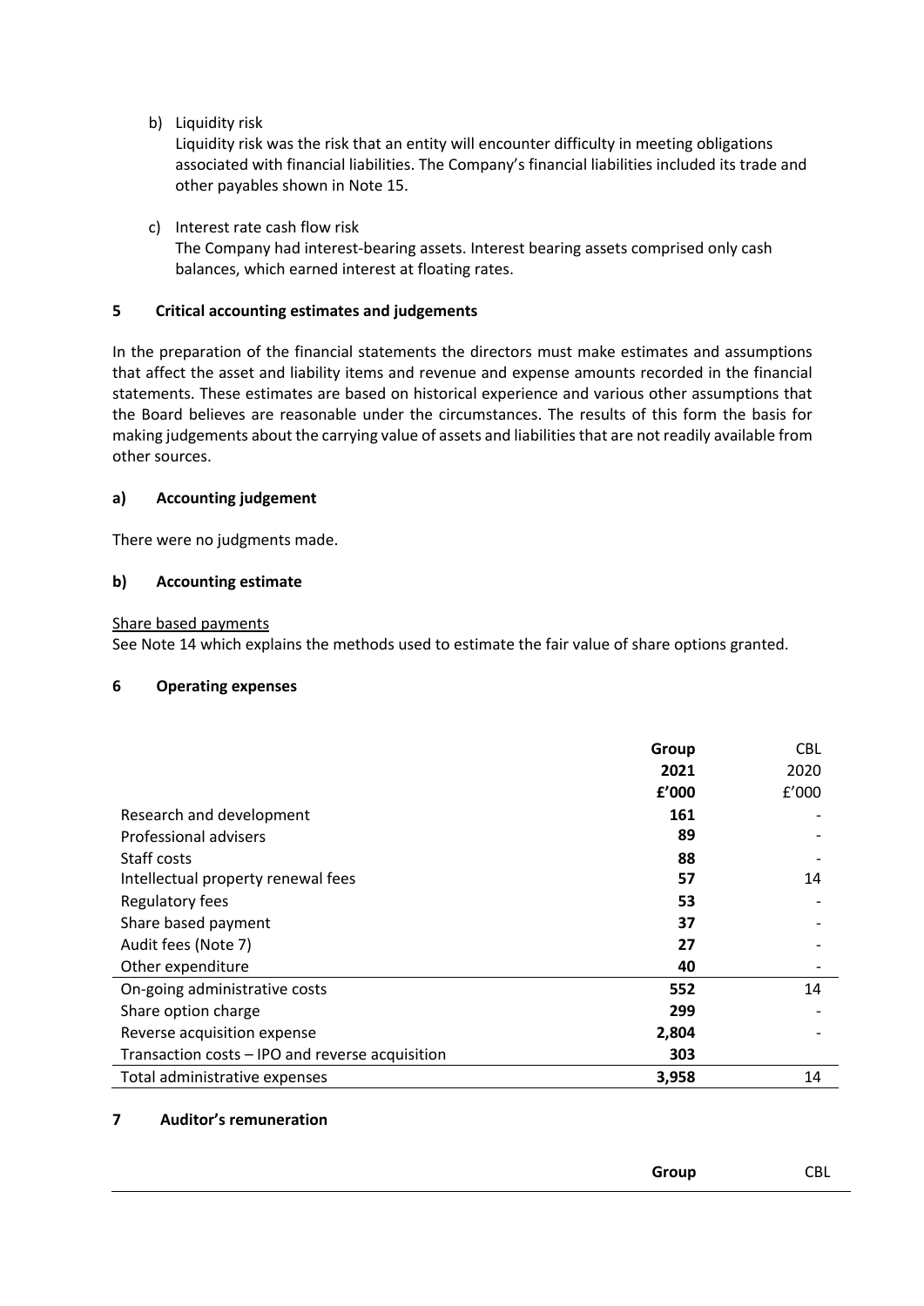b) Liquidity risk

   Liquidity risk was the risk that an entity will encounter difficulty in meeting obligations associated with financial liabilities. The Company's financial liabilities included its trade and other payables shown in Note 15.

c) Interest rate cash flow risk

   The Company had interest-bearing assets. Interest bearing assets comprised only cash balances, which earned interest at floating rates.

## 5 Critical accounting estimates and judgements

In the preparation of the financial statements the directors must make estimates and assumptions that affect the asset and liability items and revenue and expense amounts recorded in the financial statements. These estimates are based on historical experience and various other assumptions that the Board believes are reasonable under the circumstances. The results of this form the basis for making judgements about the carrying value of assets and liabilities that are not readily available from other sources.

### a) Accounting judgement

There were no judgments made.

### b) Accounting estimate

Share based payments

See Note 14 which explains the methods used to estimate the fair value of share options granted.

## 6 Operating expenses

| | **Group 2021 £'000** | CBL 2020 £'000 |
|---|---|---|
| Research and development | **161** | - |
| Professional advisers | **89** | - |
| Staff costs | **88** | - |
| Intellectual property renewal fees | **57** | 14 |
| Regulatory fees | **53** | - |
| Share based payment | **37** | - |
| Audit fees (Note 7) | **27** | - |
| Other expenditure | **40** | - |
| On-going administrative costs | **552** | 14 |
| Share option charge | **299** | - |
| Reverse acquisition expense | **2,804** | - |
| Transaction costs – IPO and reverse acquisition | **303** | |
| Total administrative expenses | **3,958** | 14 |

## 7 Auditor's remuneration

| | **Group** | CBL |
|---|---|---|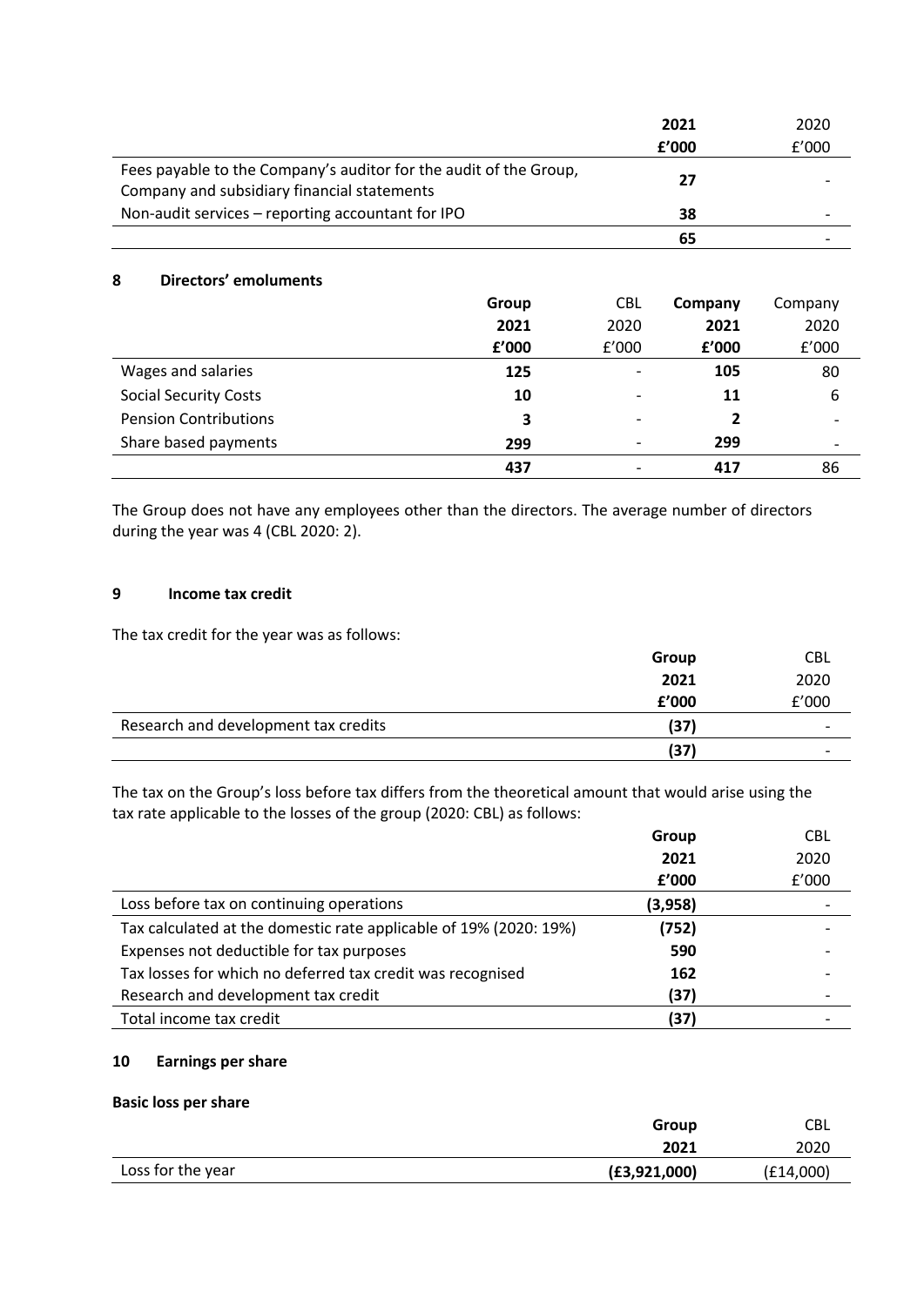| | 2021 | 2020 |
|---|---|---|
| | **£'000** | £'000 |
| Fees payable to the Company's auditor for the audit of the Group, Company and subsidiary financial statements | **27** | - |
| Non-audit services – reporting accountant for IPO | **38** | - |
| | **65** | - |

## 8 Directors' emoluments

| | Group | CBL | Company | Company |
|---|---|---|---|---|
| | **2021** | 2020 | **2021** | 2020 |
| | **£'000** | £'000 | **£'000** | £'000 |
| Wages and salaries | **125** | - | **105** | 80 |
| Social Security Costs | **10** | - | **11** | 6 |
| Pension Contributions | **3** | - | **2** | - |
| Share based payments | **299** | - | **299** | - |
| | **437** | - | **417** | 86 |

The Group does not have any employees other than the directors. The average number of directors during the year was 4 (CBL 2020: 2).

## 9 Income tax credit

The tax credit for the year was as follows:

| | Group | CBL |
|---|---|---|
| | **2021** | 2020 |
| | **£'000** | £'000 |
| Research and development tax credits | **(37)** | - |
| | **(37)** | - |

The tax on the Group's loss before tax differs from the theoretical amount that would arise using the tax rate applicable to the losses of the group (2020: CBL) as follows:

| | Group | CBL |
|---|---|---|
| | **2021** | 2020 |
| | **£'000** | £'000 |
| Loss before tax on continuing operations | **(3,958)** | - |
| Tax calculated at the domestic rate applicable of 19% (2020: 19%) | **(752)** | - |
| Expenses not deductible for tax purposes | **590** | - |
| Tax losses for which no deferred tax credit was recognised | **162** | - |
| Research and development tax credit | **(37)** | - |
| Total income tax credit | **(37)** | - |

## 10 Earnings per share

**Basic loss per share**

| | Group | CBL |
|---|---|---|
| | **2021** | 2020 |
| Loss for the year | **(£3,921,000)** | (£14,000) |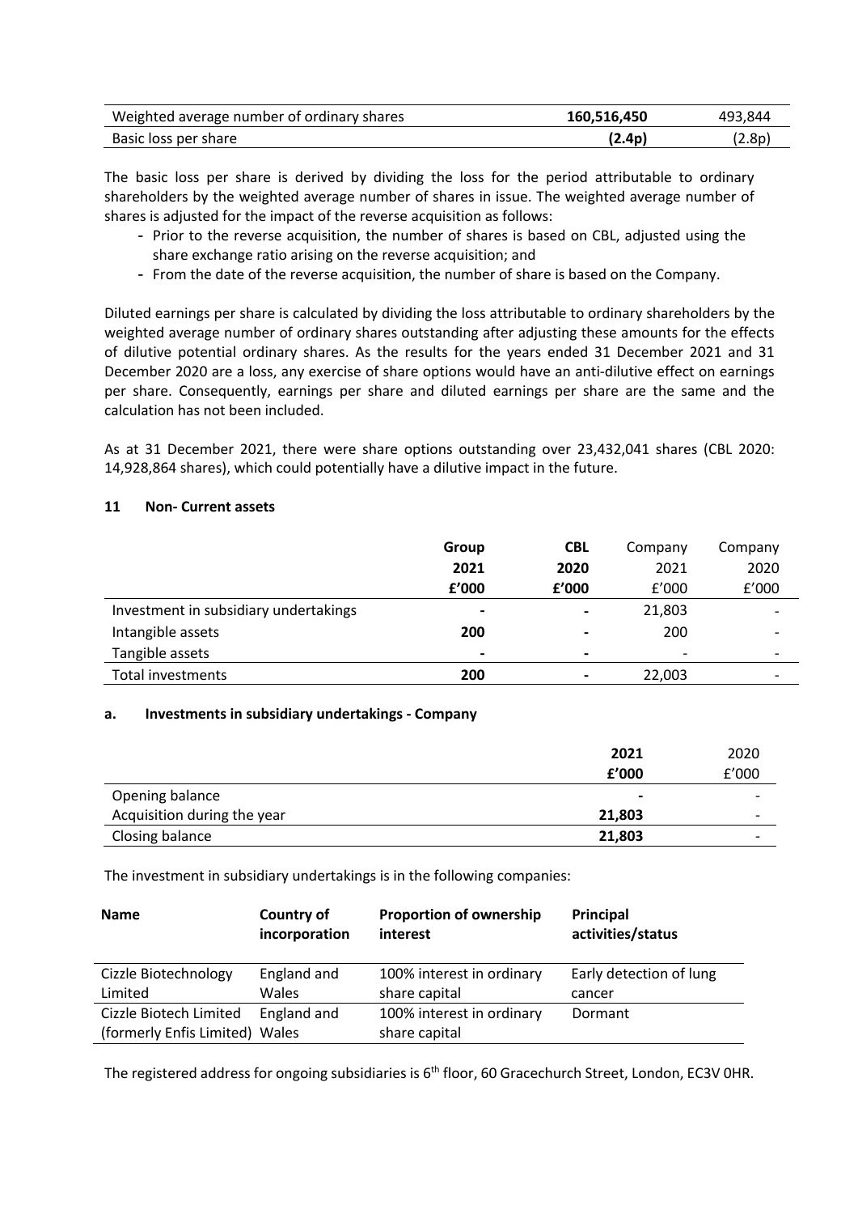| | | |
|---|---|---|
| Weighted average number of ordinary shares | **160,516,450** | 493,844 |
| Basic loss per share | **(2.4p)** | (2.8p) |

The basic loss per share is derived by dividing the loss for the period attributable to ordinary shareholders by the weighted average number of shares in issue. The weighted average number of shares is adjusted for the impact of the reverse acquisition as follows:

- Prior to the reverse acquisition, the number of shares is based on CBL, adjusted using the share exchange ratio arising on the reverse acquisition; and
- From the date of the reverse acquisition, the number of share is based on the Company.

Diluted earnings per share is calculated by dividing the loss attributable to ordinary shareholders by the weighted average number of ordinary shares outstanding after adjusting these amounts for the effects of dilutive potential ordinary shares. As the results for the years ended 31 December 2021 and 31 December 2020 are a loss, any exercise of share options would have an anti-dilutive effect on earnings per share. Consequently, earnings per share and diluted earnings per share are the same and the calculation has not been included.

As at 31 December 2021, there were share options outstanding over 23,432,041 shares (CBL 2020: 14,928,864 shares), which could potentially have a dilutive impact in the future.

## 11 Non- Current assets

| | **Group 2021 £'000** | **CBL 2020 £'000** | Company 2021 £'000 | Company 2020 £'000 |
|---|---|---|---|---|
| Investment in subsidiary undertakings | **-** | **-** | 21,803 | - |
| Intangible assets | **200** | **-** | 200 | - |
| Tangible assets | **-** | **-** | - | - |
| Total investments | **200** | **-** | 22,003 | - |

### a. Investments in subsidiary undertakings - Company

| | **2021 £'000** | 2020 £'000 |
|---|---|---|
| Opening balance | **-** | - |
| Acquisition during the year | **21,803** | - |
| Closing balance | **21,803** | - |

The investment in subsidiary undertakings is in the following companies:

| **Name** | **Country of incorporation** | **Proportion of ownership interest** | **Principal activities/status** |
|---|---|---|---|
| Cizzle Biotechnology Limited | England and Wales | 100% interest in ordinary share capital | Early detection of lung cancer |
| Cizzle Biotech Limited (formerly Enfis Limited) | England and Wales | 100% interest in ordinary share capital | Dormant |

The registered address for ongoing subsidiaries is 6th floor, 60 Gracechurch Street, London, EC3V 0HR.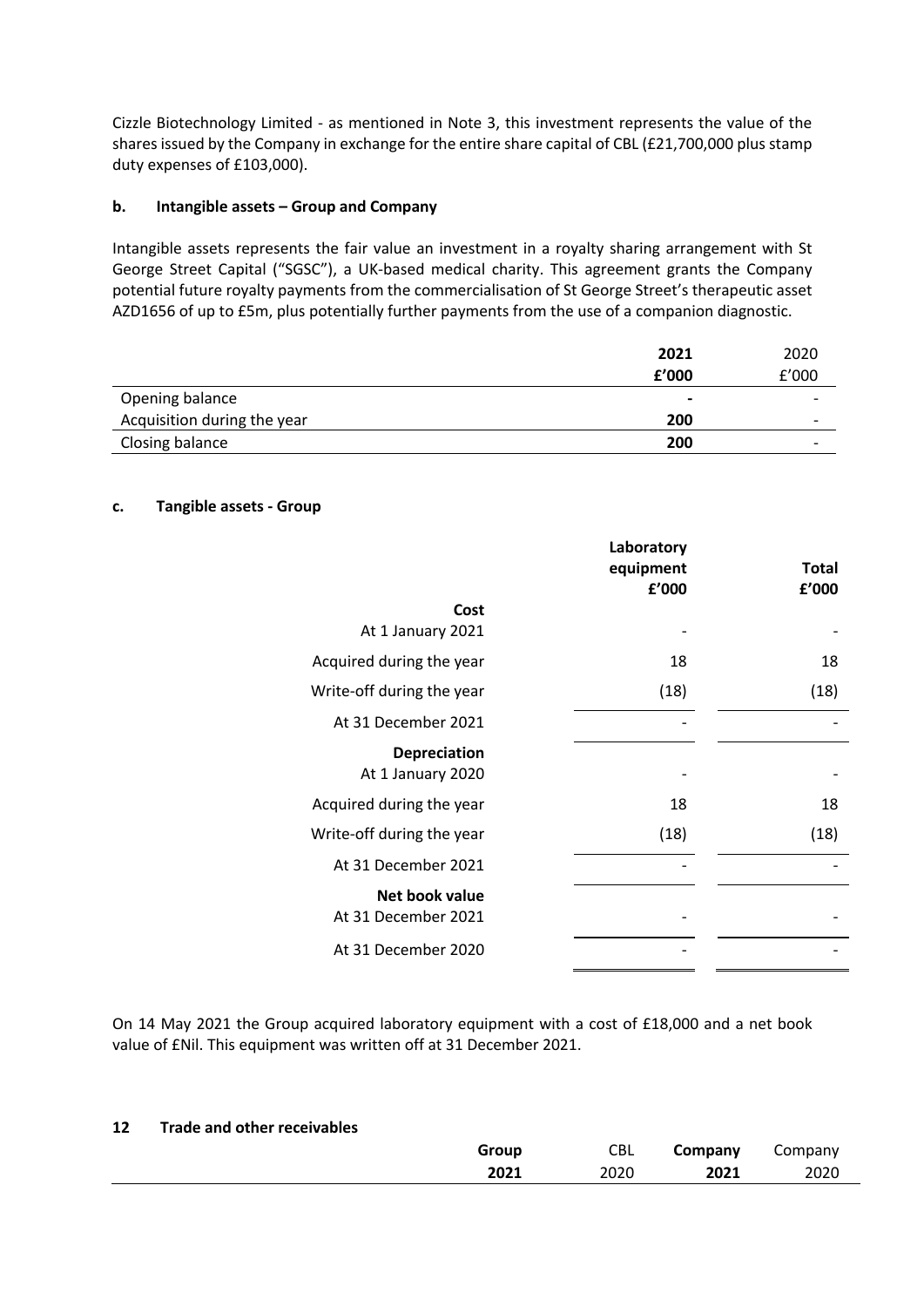Cizzle Biotechnology Limited - as mentioned in Note 3, this investment represents the value of the shares issued by the Company in exchange for the entire share capital of CBL (£21,700,000 plus stamp duty expenses of £103,000).

### b. Intangible assets – Group and Company

Intangible assets represents the fair value an investment in a royalty sharing arrangement with St George Street Capital ("SGSC"), a UK-based medical charity. This agreement grants the Company potential future royalty payments from the commercialisation of St George Street's therapeutic asset AZD1656 of up to £5m, plus potentially further payments from the use of a companion diagnostic.

| | **2021** | 2020 |
|---|---|---|
| | **£'000** | £'000 |
| Opening balance | **-** | - |
| Acquisition during the year | **200** | - |
| Closing balance | **200** | - |

### c. Tangible assets - Group

| | **Laboratory equipment £'000** | **Total £'000** |
|---|---|---|
| **Cost** | | |
| At 1 January 2021 | - | - |
| Acquired during the year | 18 | 18 |
| Write-off during the year | (18) | (18) |
| At 31 December 2021 | - | - |
| **Depreciation** | | |
| At 1 January 2020 | - | - |
| Acquired during the year | 18 | 18 |
| Write-off during the year | (18) | (18) |
| At 31 December 2021 | - | - |
| **Net book value** | | |
| At 31 December 2021 | - | - |
| At 31 December 2020 | - | - |

On 14 May 2021 the Group acquired laboratory equipment with a cost of £18,000 and a net book value of £Nil. This equipment was written off at 31 December 2021.

## 12 Trade and other receivables

| | **Group** | CBL | **Company** | Company |
|---|---|---|---|---|
| | **2021** | 2020 | **2021** | 2020 |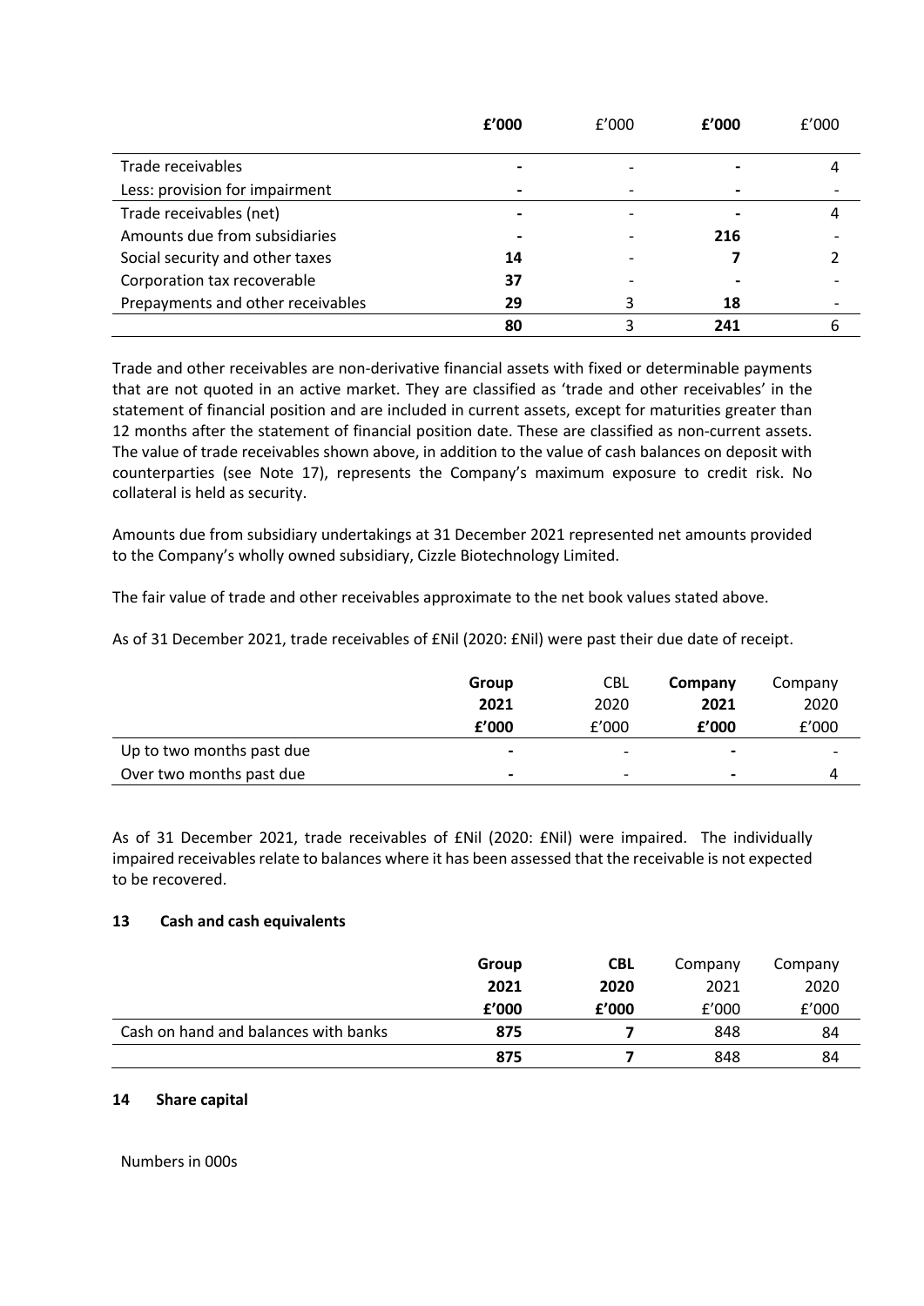| | £'000 | £'000 | £'000 | £'000 |
|---|---|---|---|---|
| Trade receivables | **-** | - | **-** | 4 |
| Less: provision for impairment | **-** | - | **-** | - |
| Trade receivables (net) | **-** | - | **-** | 4 |
| Amounts due from subsidiaries | **-** | - | **216** | - |
| Social security and other taxes | **14** | - | **7** | 2 |
| Corporation tax recoverable | **37** | - | **-** | - |
| Prepayments and other receivables | **29** | 3 | **18** | - |
| | **80** | 3 | **241** | 6 |

Trade and other receivables are non-derivative financial assets with fixed or determinable payments that are not quoted in an active market. They are classified as 'trade and other receivables' in the statement of financial position and are included in current assets, except for maturities greater than 12 months after the statement of financial position date. These are classified as non-current assets. The value of trade receivables shown above, in addition to the value of cash balances on deposit with counterparties (see Note 17), represents the Company's maximum exposure to credit risk. No collateral is held as security.

Amounts due from subsidiary undertakings at 31 December 2021 represented net amounts provided to the Company's wholly owned subsidiary, Cizzle Biotechnology Limited.

The fair value of trade and other receivables approximate to the net book values stated above.

As of 31 December 2021, trade receivables of £Nil (2020: £Nil) were past their due date of receipt.

| | **Group 2021 £'000** | CBL 2020 £'000 | **Company 2021 £'000** | Company 2020 £'000 |
|---|---|---|---|---|
| Up to two months past due | **-** | - | **-** | - |
| Over two months past due | **-** | - | **-** | 4 |

As of 31 December 2021, trade receivables of £Nil (2020: £Nil) were impaired. The individually impaired receivables relate to balances where it has been assessed that the receivable is not expected to be recovered.

#### 13 Cash and cash equivalents

| | **Group 2021 £'000** | **CBL 2020 £'000** | Company 2021 £'000 | Company 2020 £'000 |
|---|---|---|---|---|
| Cash on hand and balances with banks | **875** | **7** | 848 | 84 |
| | **875** | **7** | 848 | 84 |

#### 14 Share capital

Numbers in 000s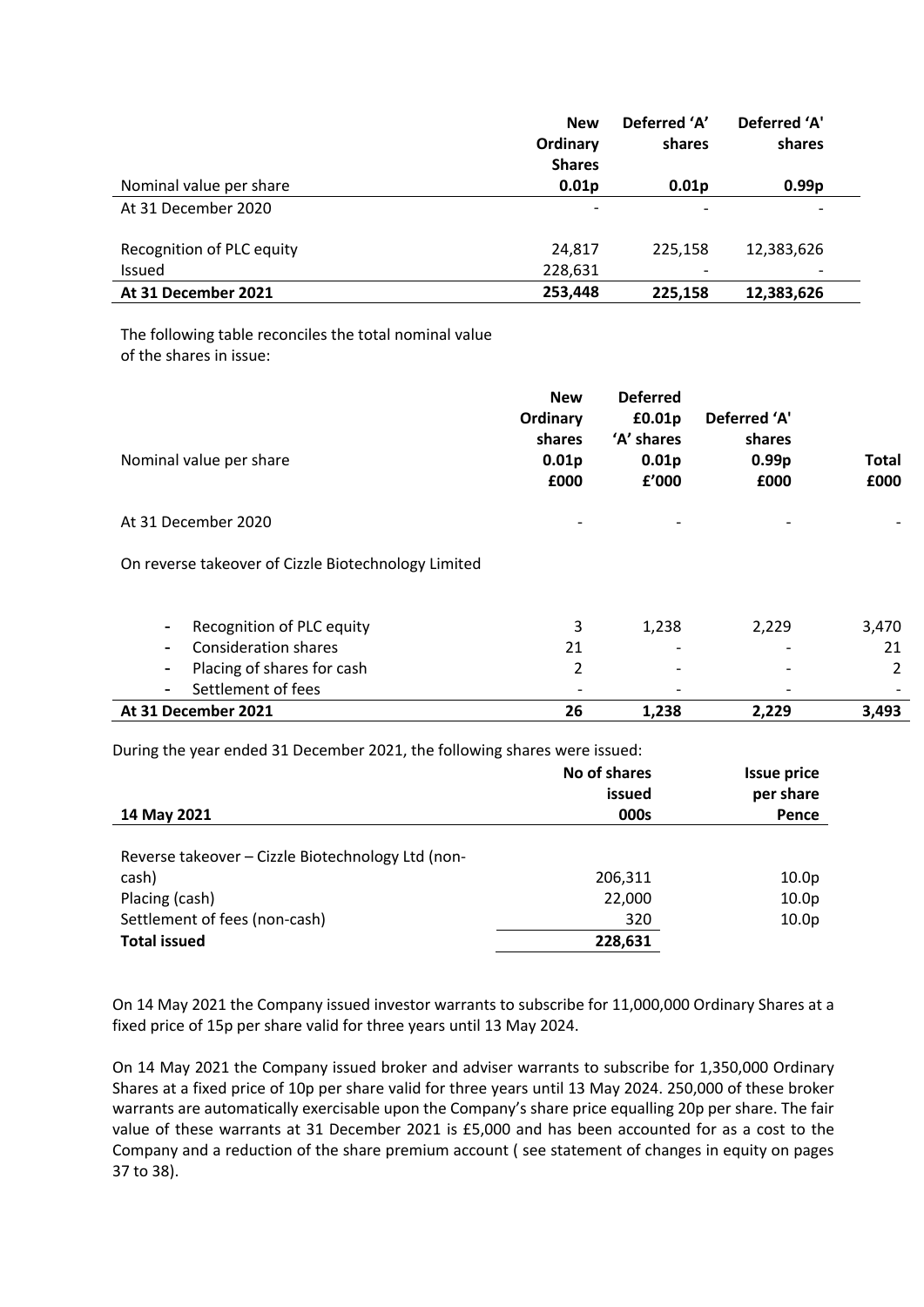| | New Ordinary Shares | Deferred 'A' shares | Deferred 'A' shares |
|---|---|---|---|
| Nominal value per share | **0.01p** | **0.01p** | **0.99p** |
| At 31 December 2020 | - | - | - |
| Recognition of PLC equity | 24,817 | 225,158 | 12,383,626 |
| Issued | 228,631 | - | - |
| **At 31 December 2021** | **253,448** | **225,158** | **12,383,626** |

The following table reconciles the total nominal value of the shares in issue:

| Nominal value per share | New Ordinary shares 0.01p £000 | Deferred £0.01p 'A' shares 0.01p £'000 | Deferred 'A' shares 0.99p £000 | Total £000 |
|---|---|---|---|---|
| At 31 December 2020 | - | - | - | - |
| On reverse takeover of Cizzle Biotechnology Limited | | | | |
| - Recognition of PLC equity | 3 | 1,238 | 2,229 | 3,470 |
| - Consideration shares | 21 | - | - | 21 |
| - Placing of shares for cash | 2 | - | - | 2 |
| - Settlement of fees | - | - | - | - |
| **At 31 December 2021** | **26** | **1,238** | **2,229** | **3,493** |

During the year ended 31 December 2021, the following shares were issued:

| **14 May 2021** | No of shares issued 000s | Issue price per share Pence |
|---|---|---|
| Reverse takeover – Cizzle Biotechnology Ltd (non-cash) | 206,311 | 10.0p |
| Placing (cash) | 22,000 | 10.0p |
| Settlement of fees (non-cash) | 320 | 10.0p |
| **Total issued** | **228,631** | |

On 14 May 2021 the Company issued investor warrants to subscribe for 11,000,000 Ordinary Shares at a fixed price of 15p per share valid for three years until 13 May 2024.

On 14 May 2021 the Company issued broker and adviser warrants to subscribe for 1,350,000 Ordinary Shares at a fixed price of 10p per share valid for three years until 13 May 2024. 250,000 of these broker warrants are automatically exercisable upon the Company's share price equalling 20p per share. The fair value of these warrants at 31 December 2021 is £5,000 and has been accounted for as a cost to the Company and a reduction of the share premium account ( see statement of changes in equity on pages 37 to 38).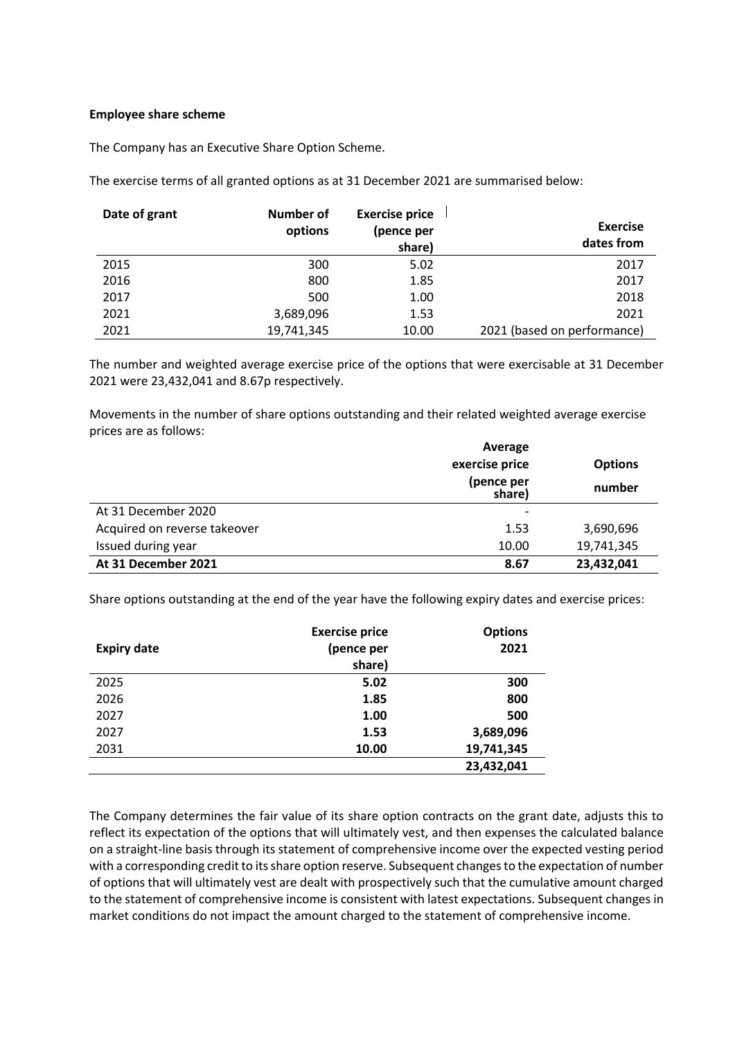**Employee share scheme**

The Company has an Executive Share Option Scheme.

The exercise terms of all granted options as at 31 December 2021 are summarised below:

| Date of grant | Number of options | Exercise price (pence per share) | Exercise dates from |
|---|---|---|---|
| 2015 | 300 | 5.02 | 2017 |
| 2016 | 800 | 1.85 | 2017 |
| 2017 | 500 | 1.00 | 2018 |
| 2021 | 3,689,096 | 1.53 | 2021 |
| 2021 | 19,741,345 | 10.00 | 2021 (based on performance) |

The number and weighted average exercise price of the options that were exercisable at 31 December 2021 were 23,432,041 and 8.67p respectively.

Movements in the number of share options outstanding and their related weighted average exercise prices are as follows:

| | Average exercise price (pence per share) | Options number |
|---|---|---|
| At 31 December 2020 | - | |
| Acquired on reverse takeover | 1.53 | 3,690,696 |
| Issued during year | 10.00 | 19,741,345 |
| **At 31 December 2021** | **8.67** | **23,432,041** |

Share options outstanding at the end of the year have the following expiry dates and exercise prices:

| Expiry date | Exercise price (pence per share) | Options 2021 |
|---|---|---|
| 2025 | **5.02** | **300** |
| 2026 | **1.85** | **800** |
| 2027 | **1.00** | **500** |
| 2027 | **1.53** | **3,689,096** |
| 2031 | **10.00** | **19,741,345** |
| | | **23,432,041** |

The Company determines the fair value of its share option contracts on the grant date, adjusts this to reflect its expectation of the options that will ultimately vest, and then expenses the calculated balance on a straight-line basis through its statement of comprehensive income over the expected vesting period with a corresponding credit to its share option reserve. Subsequent changes to the expectation of number of options that will ultimately vest are dealt with prospectively such that the cumulative amount charged to the statement of comprehensive income is consistent with latest expectations. Subsequent changes in market conditions do not impact the amount charged to the statement of comprehensive income.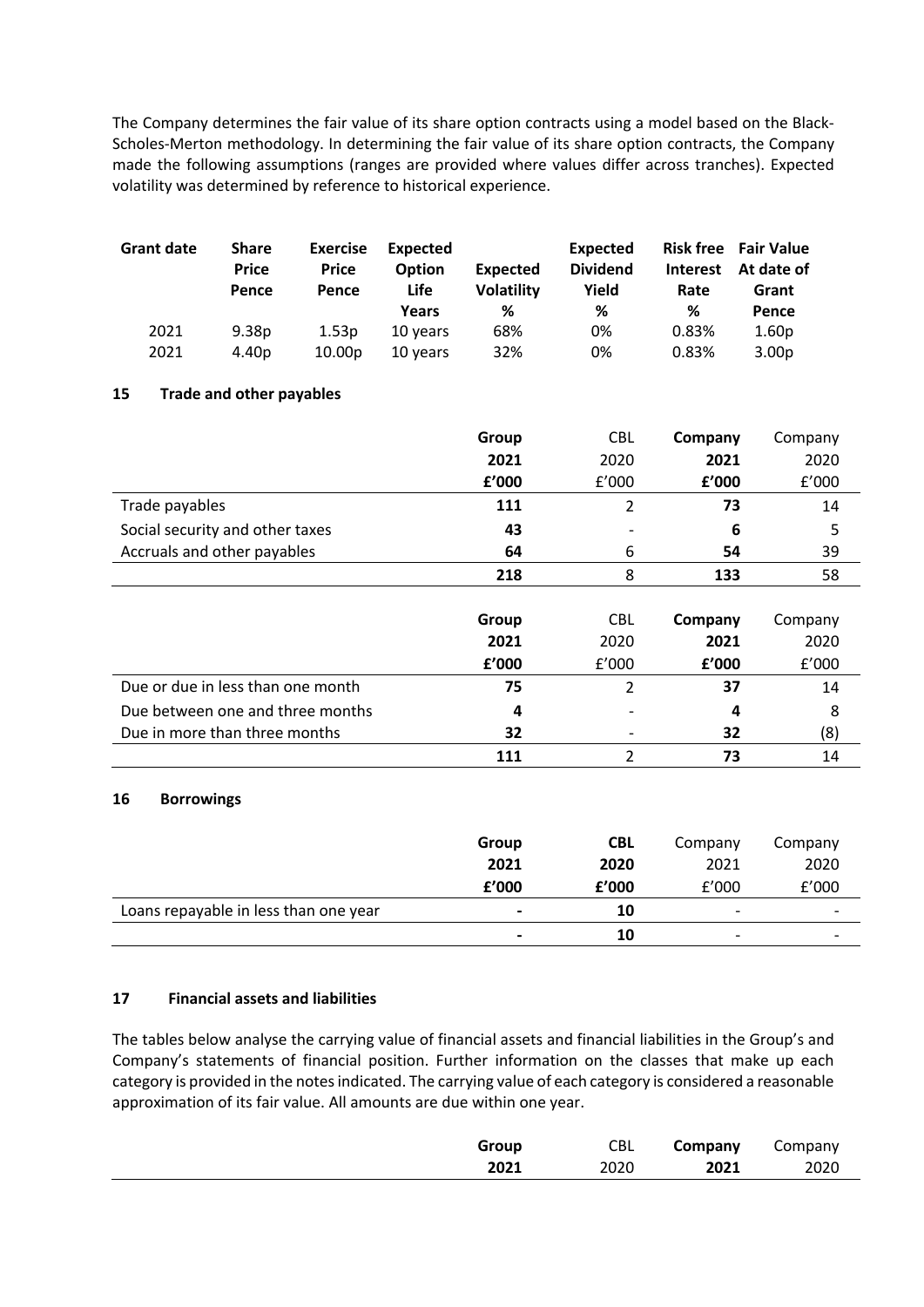The Company determines the fair value of its share option contracts using a model based on the Black-Scholes-Merton methodology. In determining the fair value of its share option contracts, the Company made the following assumptions (ranges are provided where values differ across tranches). Expected volatility was determined by reference to historical experience.

| Grant date | Share Price Pence | Exercise Price Pence | Expected Option Life Years | Expected Volatility % | Expected Dividend Yield % | Risk free Interest Rate % | Fair Value At date of Grant Pence |
|---|---|---|---|---|---|---|---|
| 2021 | 9.38p | 1.53p | 10 years | 68% | 0% | 0.83% | 1.60p |
| 2021 | 4.40p | 10.00p | 10 years | 32% | 0% | 0.83% | 3.00p |

## 15 Trade and other payables

| | **Group 2021 £'000** | CBL 2020 £'000 | **Company 2021 £'000** | Company 2020 £'000 |
|---|---|---|---|---|
| Trade payables | **111** | 2 | **73** | 14 |
| Social security and other taxes | **43** | - | **6** | 5 |
| Accruals and other payables | **64** | 6 | **54** | 39 |
| | **218** | 8 | **133** | 58 |

| | **Group 2021 £'000** | CBL 2020 £'000 | **Company 2021 £'000** | Company 2020 £'000 |
|---|---|---|---|---|
| Due or due in less than one month | **75** | 2 | **37** | 14 |
| Due between one and three months | **4** | - | **4** | 8 |
| Due in more than three months | **32** | - | **32** | (8) |
| | **111** | 2 | **73** | 14 |

## 16 Borrowings

| | **Group 2021 £'000** | **CBL 2020 £'000** | Company 2021 £'000 | Company 2020 £'000 |
|---|---|---|---|---|
| Loans repayable in less than one year | **-** | **10** | - | - |
| | **-** | **10** | - | - |

## 17 Financial assets and liabilities

The tables below analyse the carrying value of financial assets and financial liabilities in the Group's and Company's statements of financial position. Further information on the classes that make up each category is provided in the notes indicated. The carrying value of each category is considered a reasonable approximation of its fair value. All amounts are due within one year.

| | **Group 2021** | CBL 2020 | **Company 2021** | Company 2020 |
|---|---|---|---|---|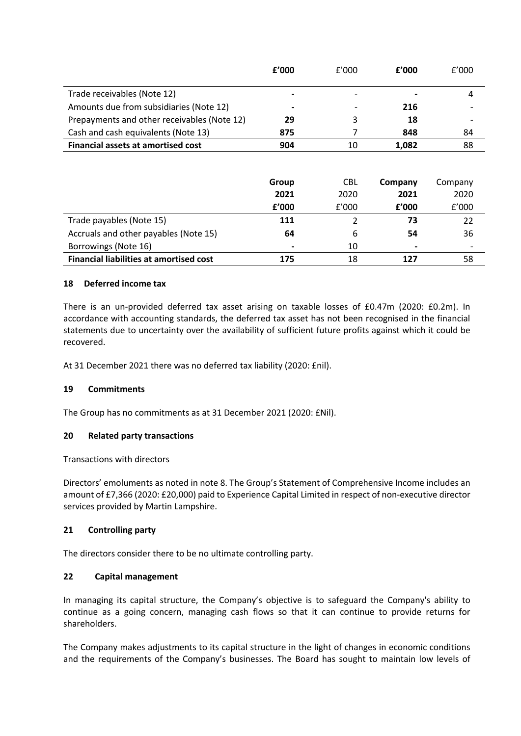| | £'000 | £'000 | £'000 | £'000 |
|---|---|---|---|---|
| Trade receivables (Note 12) | **-** | - | **-** | 4 |
| Amounts due from subsidiaries (Note 12) | **-** | - | **216** | - |
| Prepayments and other receivables (Note 12) | **29** | 3 | **18** | - |
| Cash and cash equivalents (Note 13) | **875** | 7 | **848** | 84 |
| **Financial assets at amortised cost** | **904** | 10 | **1,082** | 88 |

| | Group 2021 £'000 | CBL 2020 £'000 | Company 2021 £'000 | Company 2020 £'000 |
|---|---|---|---|---|
| Trade payables (Note 15) | **111** | 2 | **73** | 22 |
| Accruals and other payables (Note 15) | **64** | 6 | **54** | 36 |
| Borrowings (Note 16) | **-** | 10 | **-** | - |
| **Financial liabilities at amortised cost** | **175** | 18 | **127** | 58 |

## 18 Deferred income tax

There is an un-provided deferred tax asset arising on taxable losses of £0.47m (2020: £0.2m). In accordance with accounting standards, the deferred tax asset has not been recognised in the financial statements due to uncertainty over the availability of sufficient future profits against which it could be recovered.

At 31 December 2021 there was no deferred tax liability (2020: £nil).

## 19 Commitments

The Group has no commitments as at 31 December 2021 (2020: £Nil).

## 20 Related party transactions

Transactions with directors

Directors' emoluments as noted in note 8. The Group's Statement of Comprehensive Income includes an amount of £7,366 (2020: £20,000) paid to Experience Capital Limited in respect of non-executive director services provided by Martin Lampshire.

## 21 Controlling party

The directors consider there to be no ultimate controlling party.

## 22 Capital management

In managing its capital structure, the Company's objective is to safeguard the Company's ability to continue as a going concern, managing cash flows so that it can continue to provide returns for shareholders.

The Company makes adjustments to its capital structure in the light of changes in economic conditions and the requirements of the Company's businesses. The Board has sought to maintain low levels of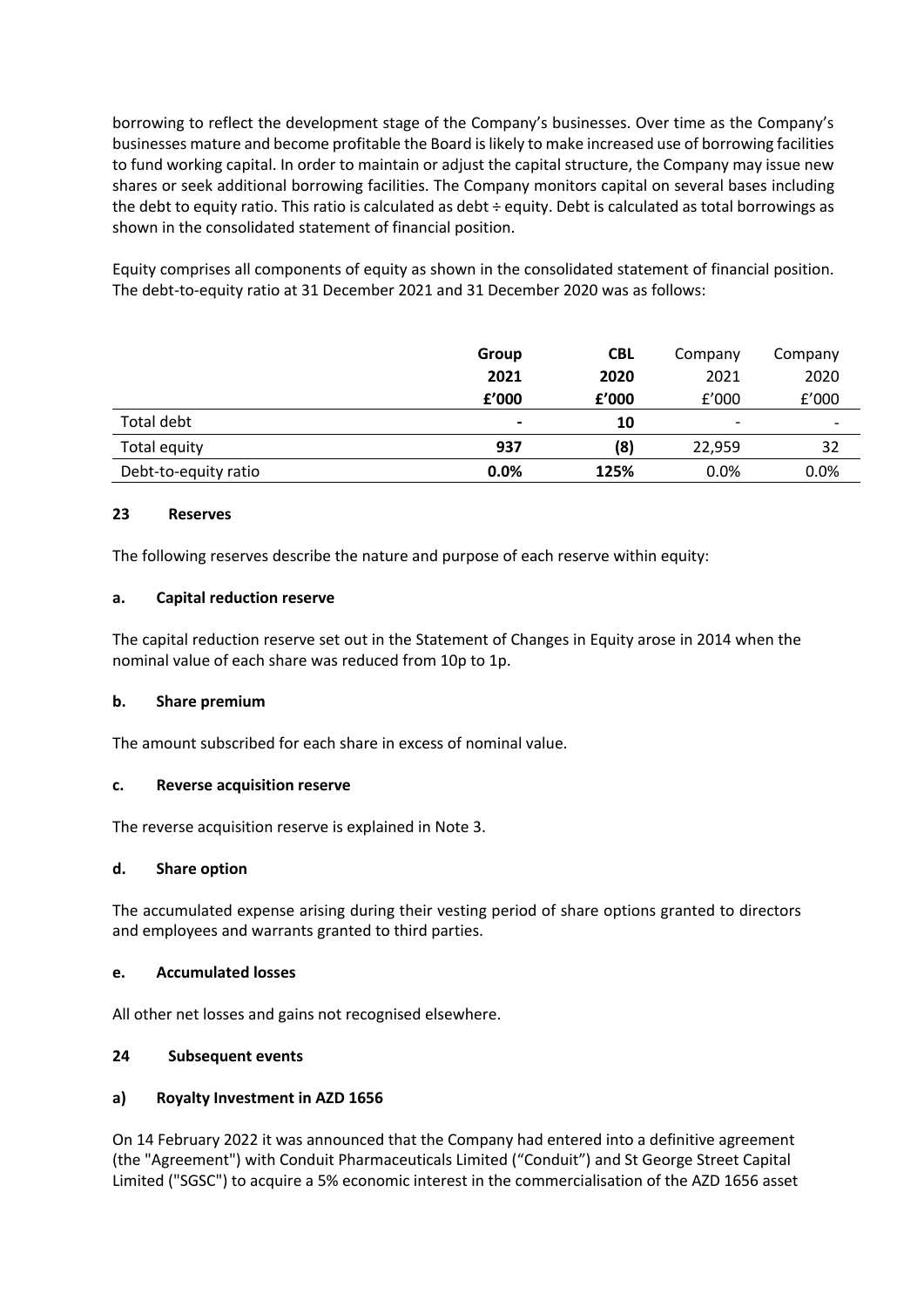borrowing to reflect the development stage of the Company's businesses. Over time as the Company's businesses mature and become profitable the Board is likely to make increased use of borrowing facilities to fund working capital. In order to maintain or adjust the capital structure, the Company may issue new shares or seek additional borrowing facilities. The Company monitors capital on several bases including the debt to equity ratio. This ratio is calculated as debt ÷ equity. Debt is calculated as total borrowings as shown in the consolidated statement of financial position.

Equity comprises all components of equity as shown in the consolidated statement of financial position. The debt-to-equity ratio at 31 December 2021 and 31 December 2020 was as follows:

| | **Group 2021 £'000** | **CBL 2020 £'000** | Company 2021 £'000 | Company 2020 £'000 |
|---|---|---|---|---|
| Total debt | **-** | **10** | - | - |
| Total equity | **937** | **(8)** | 22,959 | 32 |
| Debt-to-equity ratio | **0.0%** | **125%** | 0.0% | 0.0% |

## 23 Reserves

The following reserves describe the nature and purpose of each reserve within equity:

### a. Capital reduction reserve

The capital reduction reserve set out in the Statement of Changes in Equity arose in 2014 when the nominal value of each share was reduced from 10p to 1p.

### b. Share premium

The amount subscribed for each share in excess of nominal value.

### c. Reverse acquisition reserve

The reverse acquisition reserve is explained in Note 3.

### d. Share option

The accumulated expense arising during their vesting period of share options granted to directors and employees and warrants granted to third parties.

### e. Accumulated losses

All other net losses and gains not recognised elsewhere.

## 24 Subsequent events

### a) Royalty Investment in AZD 1656

On 14 February 2022 it was announced that the Company had entered into a definitive agreement (the "Agreement") with Conduit Pharmaceuticals Limited ("Conduit") and St George Street Capital Limited ("SGSC") to acquire a 5% economic interest in the commercialisation of the AZD 1656 asset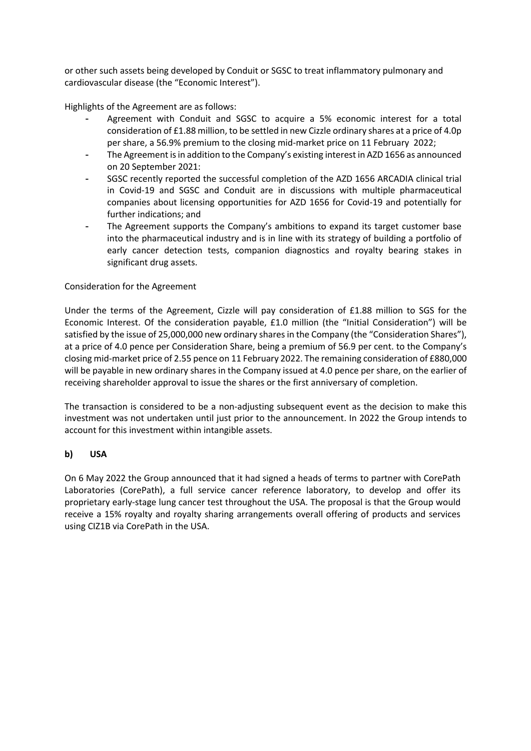or other such assets being developed by Conduit or SGSC to treat inflammatory pulmonary and cardiovascular disease (the "Economic Interest").

Highlights of the Agreement are as follows:

- Agreement with Conduit and SGSC to acquire a 5% economic interest for a total consideration of £1.88 million, to be settled in new Cizzle ordinary shares at a price of 4.0p per share, a 56.9% premium to the closing mid-market price on 11 February 2022;
- The Agreement is in addition to the Company's existing interest in AZD 1656 as announced on 20 September 2021:
- SGSC recently reported the successful completion of the AZD 1656 ARCADIA clinical trial in Covid-19 and SGSC and Conduit are in discussions with multiple pharmaceutical companies about licensing opportunities for AZD 1656 for Covid-19 and potentially for further indications; and
- The Agreement supports the Company's ambitions to expand its target customer base into the pharmaceutical industry and is in line with its strategy of building a portfolio of early cancer detection tests, companion diagnostics and royalty bearing stakes in significant drug assets.

Consideration for the Agreement

Under the terms of the Agreement, Cizzle will pay consideration of £1.88 million to SGS for the Economic Interest. Of the consideration payable, £1.0 million (the "Initial Consideration") will be satisfied by the issue of 25,000,000 new ordinary shares in the Company (the "Consideration Shares"), at a price of 4.0 pence per Consideration Share, being a premium of 56.9 per cent. to the Company's closing mid-market price of 2.55 pence on 11 February 2022. The remaining consideration of £880,000 will be payable in new ordinary shares in the Company issued at 4.0 pence per share, on the earlier of receiving shareholder approval to issue the shares or the first anniversary of completion.

The transaction is considered to be a non-adjusting subsequent event as the decision to make this investment was not undertaken until just prior to the announcement. In 2022 the Group intends to account for this investment within intangible assets.

### b) USA

On 6 May 2022 the Group announced that it had signed a heads of terms to partner with CorePath Laboratories (CorePath), a full service cancer reference laboratory, to develop and offer its proprietary early-stage lung cancer test throughout the USA. The proposal is that the Group would receive a 15% royalty and royalty sharing arrangements overall offering of products and services using CIZ1B via CorePath in the USA.